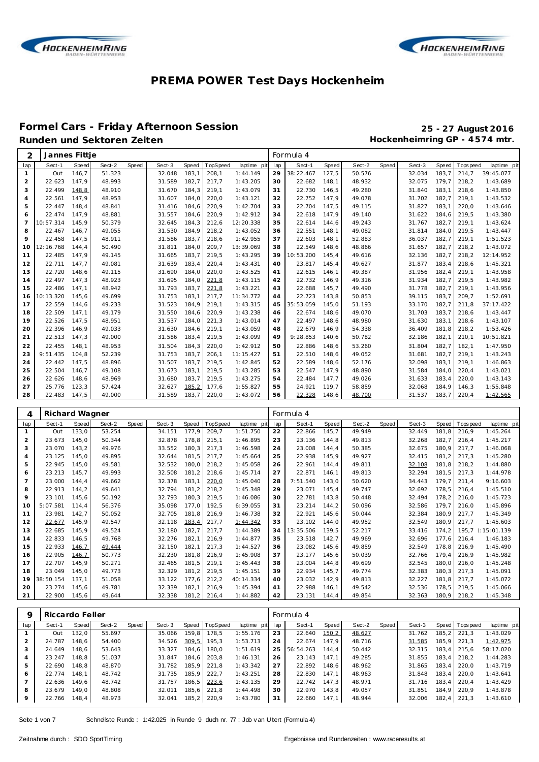# PREMA POWER Test Days Hockenheim

## Formel Cars - Friday Afternoon Session

**25 - 27 August 2016**

### Runden und Sektoren Zeiten

**Hockenheimring GP - 4574 mtr.**

| 2 | Jannes Fittje | | | | | | | | | Formula 4 | | | | | | | | | |
|---|---|---|---|---|---|---|---|---|---|---|---|---|---|---|---|---|---|---|---|
| lap | Sect-1 | Speed | Sect-2 | Speed | Sect-3 | Speed | TopSpeed | laptime pit | lap | Sect-1 | Speed | Sect-2 | Speed | Sect-3 | Speed | Topspeed | laptime pit |
| 1 | Out | 146,7 | 51.323 | | 32.048 | 183,1 | 208,1 | 1:44.149 | 29 | 38:22.467 | 127,5 | 50.576 | | 32.034 | 183,7 | 214,7 | 39:45.077 |
| 2 | 22.623 | 147,9 | 48.993 | | 31.589 | 182,7 | 217,7 | 1:43.205 | 30 | 22.682 | 148,1 | 48.932 | | 32.075 | 179,7 | 218,2 | 1:43.689 |
| 3 | 22.499 | 148,8 | 48.910 | | 31.670 | 184,3 | 219,1 | 1:43.079 | 31 | 22.730 | 146,5 | 49.280 | | 31.840 | 183,1 | 218,6 | 1:43.850 |
| 4 | 22.561 | 147,9 | 48.953 | | 31.607 | 184,0 | 220,0 | 1:43.121 | 32 | 22.752 | 147,9 | 49.078 | | 31.702 | 182,7 | 219,1 | 1:43.532 |
| 5 | 22.447 | 148,4 | 48.841 | | 31.416 | 184,6 | 220,9 | 1:42.704 | 33 | 22.704 | 147,5 | 49.115 | | 31.827 | 183,1 | 220,0 | 1:43.646 |
| 6 | 22.474 | 147,9 | 48.881 | | 31.557 | 184,6 | 220,9 | 1:42.912 | 34 | 22.618 | 147,9 | 49.140 | | 31.622 | 184,6 | 219,5 | 1:43.380 |
| 7 | 10:57.314 | 145,9 | 50.379 | | 32.645 | 184,3 | 212,6 | 12:20.338 | 35 | 22.614 | 144,6 | 49.243 | | 31.767 | 182,7 | 219,1 | 1:43.624 |
| 8 | 22.467 | 146,7 | 49.055 | | 31.530 | 184,9 | 218,2 | 1:43.052 | 36 | 22.551 | 148,1 | 49.082 | | 31.814 | 184,0 | 219,5 | 1:43.447 |
| 9 | 22.458 | 147,5 | 48.911 | | 31.586 | 183,7 | 218,6 | 1:42.955 | 37 | 22.603 | 148,1 | 52.883 | | 36.037 | 182,7 | 219,1 | 1:51.523 |
| 10 | 12:16.768 | 144,4 | 50.490 | | 31.811 | 184,0 | 209,7 | 13:39.069 | 38 | 22.549 | 148,6 | 48.866 | | 31.657 | 182,7 | 218,2 | 1:43.072 |
| 11 | 22.485 | 147,9 | 49.145 | | 31.665 | 183,7 | 219,5 | 1:43.295 | 39 | 10:53.200 | 145,4 | 49.616 | | 32.136 | 182,7 | 218,2 | 12:14.952 |
| 12 | 22.711 | 147,7 | 49.081 | | 31.639 | 183,4 | 220,4 | 1:43.431 | 40 | 23.817 | 145,4 | 49.627 | | 31.877 | 183,4 | 218,6 | 1:45.321 |
| 13 | 22.720 | 148,6 | 49.115 | | 31.690 | 184,0 | 220,0 | 1:43.525 | 41 | 22.615 | 146,1 | 49.387 | | 31.956 | 182,4 | 219,1 | 1:43.958 |
| 14 | 22.497 | 147,3 | 48.923 | | 31.695 | 184,0 | 221,8 | 1:43.115 | 42 | 22.732 | 146,9 | 49.316 | | 31.934 | 182,7 | 219,5 | 1:43.982 |
| 15 | 22.486 | 147,1 | 48.942 | | 31.793 | 183,7 | 221,8 | 1:43.221 | 43 | 22.688 | 145,7 | 49.490 | | 31.778 | 182,7 | 219,1 | 1:43.956 |
| 16 | 10:13.320 | 145,6 | 49.699 | | 31.753 | 183,1 | 217,7 | 11:34.772 | 44 | 22.723 | 143,8 | 50.853 | | 39.115 | 183,7 | 209,7 | 1:52.691 |
| 17 | 22.559 | 144,6 | 49.233 | | 31.523 | 184,9 | 219,1 | 1:43.315 | 45 | 35:53.059 | 145,0 | 51.193 | | 33.170 | 182,7 | 211,8 | 37:17.422 |
| 18 | 22.509 | 147,1 | 49.179 | | 31.550 | 184,6 | 220,9 | 1:43.238 | 46 | 22.674 | 148,6 | 49.070 | | 31.703 | 183,7 | 218,6 | 1:43.447 |
| 19 | 22.526 | 147,5 | 48.951 | | 31.537 | 184,0 | 221,3 | 1:43.014 | 47 | 22.497 | 148,6 | 48.980 | | 31.630 | 183,1 | 218,6 | 1:43.107 |
| 20 | 22.396 | 146,9 | 49.033 | | 31.630 | 184,6 | 219,1 | 1:43.059 | 48 | 22.679 | 146,9 | 54.338 | | 36.409 | 181,8 | 218,2 | 1:53.426 |
| 21 | 22.513 | 147,3 | 49.000 | | 31.586 | 183,4 | 219,5 | 1:43.099 | 49 | 9:28.853 | 140,6 | 50.782 | | 32.186 | 182,1 | 210,1 | 10:51.821 |
| 22 | 22.455 | 148,1 | 48.953 | | 31.504 | 184,3 | 220,0 | 1:42.912 | 50 | 22.886 | 148,6 | 53.260 | | 31.804 | 182,7 | 182,1 | 1:47.950 |
| 23 | 9:51.435 | 104,8 | 52.239 | | 31.753 | 183,7 | 206,1 | 11:15.427 | 51 | 22.510 | 148,6 | 49.052 | | 31.681 | 182,7 | 219,1 | 1:43.243 |
| 24 | 22.442 | 147,5 | 48.896 | | 31.507 | 183,7 | 219,5 | 1:42.845 | 52 | 22.589 | 148,6 | 52.176 | | 32.098 | 183,1 | 219,1 | 1:46.863 |
| 25 | 22.504 | 146,7 | 49.108 | | 31.673 | 183,1 | 219,5 | 1:43.285 | 53 | 22.547 | 147,9 | 48.890 | | 31.584 | 184,0 | 220,4 | 1:43.021 |
| 26 | 22.626 | 148,6 | 48.969 | | 31.680 | 183,7 | 219,5 | 1:43.275 | 54 | 22.484 | 147,7 | 49.026 | | 31.633 | 183,4 | 220,0 | 1:43.143 |
| 27 | 25.776 | 123,3 | 57.424 | | 32.627 | 185,2 | 177,6 | 1:55.827 | 55 | 24.921 | 119,7 | 58.859 | | 32.068 | 184,9 | 146,3 | 1:55.848 |
| 28 | 22.483 | 147,5 | 49.000 | | 31.589 | 183,7 | 220,0 | 1:43.072 | 56 | 22.328 | 148,6 | 48.700 | | 31.537 | 183,7 | 220,4 | 1:42.565 |

| 4 | Richard Wagner | | | | | | | | | Formula 4 | | | | | | | | | |
|---|---|---|---|---|---|---|---|---|---|---|---|---|---|---|---|---|---|---|---|
| lap | Sect-1 | Speed | Sect-2 | Speed | Sect-3 | Speed | TopSpeed | laptime pit | lap | Sect-1 | Speed | Sect-2 | Speed | Sect-3 | Speed | Topspeed | laptime pit |
| 1 | Out | 133,0 | 53.254 | | 34.151 | 177,9 | 209,7 | 1:51.750 | 22 | 22.866 | 145,7 | 49.949 | | 32.449 | 181,8 | 216,9 | 1:45.264 |
| 2 | 23.673 | 145,0 | 50.344 | | 32.878 | 178,8 | 215,1 | 1:46.895 | 23 | 23.136 | 144,8 | 49.813 | | 32.268 | 182,7 | 216,4 | 1:45.217 |
| 3 | 23.070 | 143,2 | 49.976 | | 33.552 | 180,3 | 217,3 | 1:46.598 | 24 | 23.008 | 144,4 | 50.385 | | 32.675 | 180,9 | 217,7 | 1:46.068 |
| 4 | 23.125 | 145,0 | 49.895 | | 32.644 | 181,5 | 217,7 | 1:45.664 | 25 | 22.938 | 145,9 | 49.927 | | 32.415 | 181,2 | 217,3 | 1:45.280 |
| 5 | 22.945 | 145,0 | 49.581 | | 32.532 | 180,0 | 218,2 | 1:45.058 | 26 | 22.961 | 144,4 | 49.811 | | 32.108 | 181,8 | 218,2 | 1:44.880 |
| 6 | 23.213 | 145,7 | 49.993 | | 32.508 | 181,2 | 218,6 | 1:45.714 | 27 | 22.871 | 146,1 | 49.813 | | 32.294 | 181,5 | 217,3 | 1:44.978 |
| 7 | 23.000 | 144,4 | 49.662 | | 32.378 | 183,1 | 220,0 | 1:45.040 | 28 | 7:51.540 | 143,0 | 50.620 | | 34.443 | 179,7 | 211,4 | 9:16.603 |
| 8 | 22.913 | 144,2 | 49.641 | | 32.794 | 181,2 | 218,2 | 1:45.348 | 29 | 23.071 | 145,4 | 49.747 | | 32.692 | 178,5 | 216,4 | 1:45.510 |
| 9 | 23.101 | 145,6 | 50.192 | | 32.793 | 180,3 | 219,5 | 1:46.086 | 30 | 22.781 | 143,8 | 50.448 | | 32.494 | 178,2 | 216,0 | 1:45.723 |
| 10 | 5:07.581 | 114,4 | 56.376 | | 35.098 | 177,0 | 192,5 | 6:39.055 | 31 | 23.214 | 144,2 | 50.096 | | 32.586 | 179,7 | 216,0 | 1:45.896 |
| 11 | 23.981 | 142,7 | 50.052 | | 32.705 | 181,8 | 216,9 | 1:46.738 | 32 | 22.921 | 145,6 | 50.044 | | 32.384 | 180,9 | 217,7 | 1:45.349 |
| 12 | 22.677 | 145,9 | 49.547 | | 32.118 | 183,4 | 217,7 | 1:44.342 | 33 | 23.102 | 144,0 | 49.952 | | 32.549 | 180,9 | 217,7 | 1:45.603 |
| 13 | 22.685 | 145,9 | 49.524 | | 32.180 | 182,7 | 217,7 | 1:44.389 | 34 | 13:35.506 | 139,5 | 52.217 | | 33.416 | 174,2 | 195,7 | 1:15:01.139 |
| 14 | 22.833 | 146,5 | 49.768 | | 32.276 | 182,1 | 216,9 | 1:44.877 | 35 | 23.518 | 142,7 | 49.969 | | 32.696 | 177,6 | 216,4 | 1:46.183 |
| 15 | 22.933 | 146,7 | 49.444 | | 32.150 | 182,1 | 217,3 | 1:44.527 | 36 | 23.082 | 145,6 | 49.859 | | 32.549 | 178,8 | 216,9 | 1:45.490 |
| 16 | 22.905 | 146,7 | 50.773 | | 32.230 | 181,8 | 216,9 | 1:45.908 | 37 | 23.177 | 145,6 | 50.039 | | 32.766 | 179,4 | 216,9 | 1:45.982 |
| 17 | 22.707 | 145,9 | 50.271 | | 32.465 | 181,5 | 219,1 | 1:45.443 | 38 | 23.004 | 144,8 | 49.699 | | 32.545 | 180,0 | 216,0 | 1:45.248 |
| 18 | 23.049 | 145,0 | 49.773 | | 32.329 | 181,2 | 219,5 | 1:45.151 | 39 | 22.934 | 145,7 | 49.774 | | 32.383 | 180,3 | 217,3 | 1:45.091 |
| 19 | 38:50.154 | 137,1 | 51.058 | | 33.122 | 177,6 | 212,2 | 40:14.334 | 40 | 23.032 | 142,9 | 49.813 | | 32.227 | 181,8 | 217,7 | 1:45.072 |
| 20 | 23.274 | 145,6 | 49.781 | | 32.339 | 182,1 | 216,9 | 1:45.394 | 41 | 22.988 | 146,1 | 49.542 | | 32.536 | 178,5 | 219,5 | 1:45.066 |
| 21 | 22.900 | 145,6 | 49.644 | | 32.338 | 181,2 | 216,4 | 1:44.882 | 42 | 23.131 | 144,4 | 49.854 | | 32.363 | 180,9 | 218,2 | 1:45.348 |

| 9 | Riccardo Feller | | | | | | | | | Formula 4 | | | | | | | | | |
|---|---|---|---|---|---|---|---|---|---|---|---|---|---|---|---|---|---|---|---|
| lap | Sect-1 | Speed | Sect-2 | Speed | Sect-3 | Speed | TopSpeed | laptime pit | lap | Sect-1 | Speed | Sect-2 | Speed | Sect-3 | Speed | Topspeed | laptime pit |
| 1 | Out | 132,0 | 55.697 | | 35.066 | 159,8 | 178,5 | 1:55.176 | 23 | 22.640 | 150,2 | 48.627 | | 31.762 | 185,2 | 221,3 | 1:43.029 |
| 2 | 24.787 | 148,6 | 54.400 | | 34.526 | 309,5 | 195,3 | 1:53.713 | 24 | 22.674 | 147,9 | 48.716 | | 31.585 | 185,9 | 221,3 | 1:42.975 |
| 3 | 24.649 | 148,6 | 53.643 | | 33.327 | 184,6 | 180,0 | 1:51.619 | 25 | 56:54.263 | 144,4 | 50.442 | | 32.315 | 183,4 | 215,6 | 58:17.020 |
| 4 | 23.247 | 148,8 | 51.037 | | 31.847 | 184,6 | 203,8 | 1:46.131 | 26 | 23.143 | 147,1 | 49.285 | | 31.855 | 183,4 | 218,2 | 1:44.283 |
| 5 | 22.690 | 148,8 | 48.870 | | 31.782 | 185,9 | 221,8 | 1:43.342 | 27 | 22.892 | 148,6 | 48.962 | | 31.865 | 183,4 | 220,0 | 1:43.719 |
| 6 | 22.774 | 148,1 | 48.742 | | 31.735 | 185,9 | 222,7 | 1:43.251 | 28 | 22.830 | 147,1 | 48.963 | | 31.848 | 183,4 | 220,0 | 1:43.641 |
| 7 | 22.636 | 149,6 | 48.742 | | 31.757 | 186,5 | 223,6 | 1:43.135 | 29 | 22.742 | 147,3 | 48.971 | | 31.716 | 183,4 | 220,4 | 1:43.429 |
| 8 | 23.679 | 149,0 | 48.808 | | 32.011 | 185,6 | 221,8 | 1:44.498 | 30 | 22.970 | 143,8 | 49.057 | | 31.851 | 184,9 | 220,9 | 1:43.878 |
| 9 | 22.766 | 148,4 | 48.973 | | 32.041 | 185,2 | 220,9 | 1:43.780 | 31 | 22.660 | 147,1 | 48.944 | | 32.006 | 182,4 | 221,3 | 1:43.610 |

Schnellste Runde : 1:42.025 in Runde 9 duch nr. 77 : Job van Uitert (Formula 4)

Zeitnahme durch : SDO SportTiming

Ergebnisse und Rundenzeiten : www.raceresults.at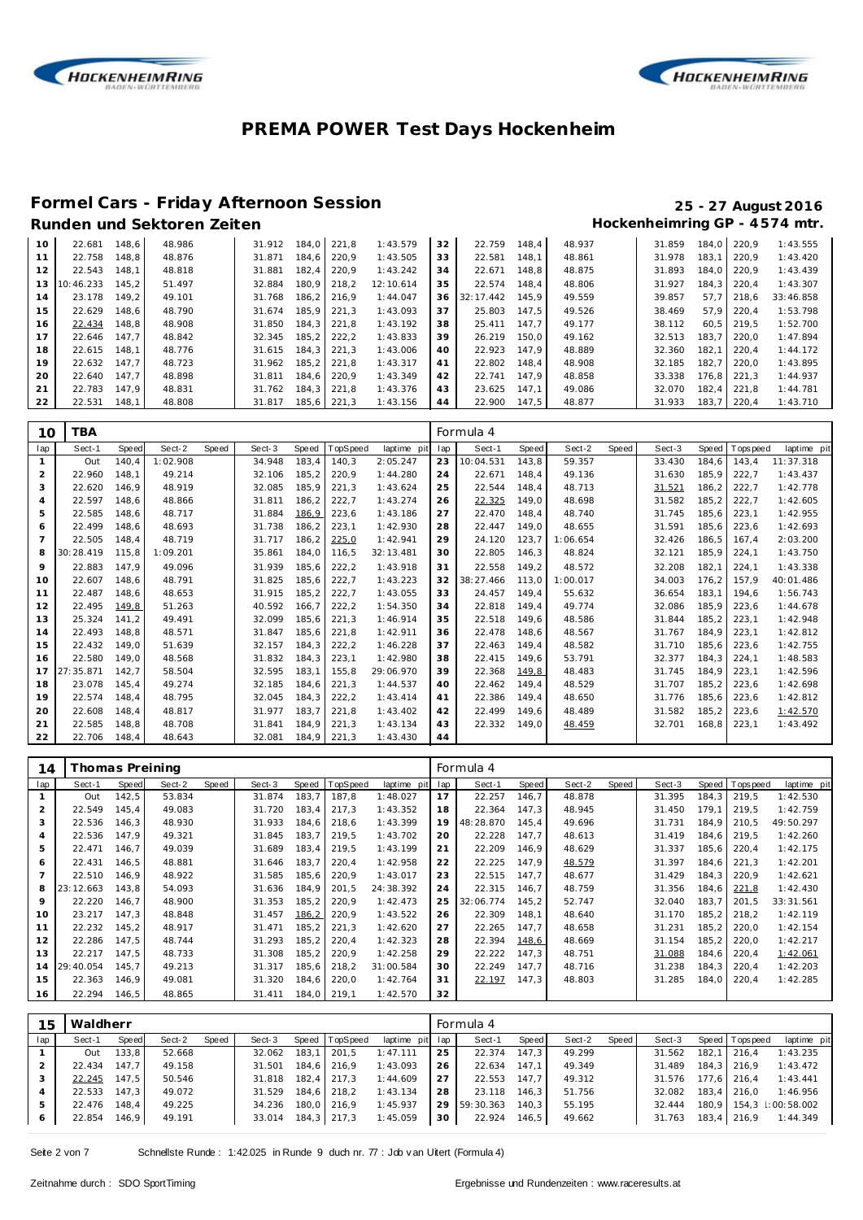# PREMA POWER Test Days Hockenheim

## Formel Cars - Friday Afternoon Session

**25 - 27 August 2016**

### Runden und Sektoren Zeiten

**Hockenheimring GP - 4574 mtr.**

| lap | Sect-1 | Speed | Sect-2 | Speed | Sect-3 | Speed | TopSpeed | laptime pit | lap | Sect-1 | Speed | Sect-2 | Speed | Sect-3 | Speed | Topspeed | laptime pit |
|---|---|---|---|---|---|---|---|---|---|---|---|---|---|---|---|---|---|
| 10 | 22.681 | 148,6 | 48.986 | | 31.912 | 184,0 | 221,8 | 1:43.579 | 32 | 22.759 | 148,4 | 48.937 | | 31.859 | 184,0 | 220,9 | 1:43.555 |
| 11 | 22.758 | 148,8 | 48.876 | | 31.871 | 184,6 | 220,9 | 1:43.505 | 33 | 22.581 | 148,1 | 48.861 | | 31.978 | 183,1 | 220,9 | 1:43.420 |
| 12 | 22.543 | 148,1 | 48.818 | | 31.881 | 182,4 | 220,9 | 1:43.242 | 34 | 22.671 | 148,8 | 48.875 | | 31.893 | 184,0 | 220,9 | 1:43.439 |
| 13 | 10:46.233 | 145,2 | 51.497 | | 32.884 | 180,9 | 218,2 | 12:10.614 | 35 | 22.574 | 148,4 | 48.806 | | 31.927 | 184,3 | 220,4 | 1:43.307 |
| 14 | 23.178 | 149,2 | 49.101 | | 31.768 | 186,2 | 216,9 | 1:44.047 | 36 | 32:17.442 | 145,9 | 49.559 | | 39.857 | 57,7 | 218,6 | 33:46.858 |
| 15 | 22.629 | 148,6 | 48.790 | | 31.674 | 185,9 | 221,3 | 1:43.093 | 37 | 25.803 | 147,5 | 49.526 | | 38.469 | 57,9 | 220,4 | 1:53.798 |
| 16 | 22.434 | 148,8 | 48.908 | | 31.850 | 184,3 | 221,8 | 1:43.192 | 38 | 25.411 | 147,7 | 49.177 | | 38.112 | 60,5 | 219,5 | 1:52.700 |
| 17 | 22.646 | 147,7 | 48.842 | | 32.345 | 185,2 | 222,2 | 1:43.833 | 39 | 26.219 | 150,0 | 49.162 | | 32.513 | 183,7 | 220,0 | 1:47.894 |
| 18 | 22.615 | 148,1 | 48.776 | | 31.615 | 184,3 | 221,3 | 1:43.006 | 40 | 22.923 | 147,9 | 48.889 | | 32.360 | 182,1 | 220,4 | 1:44.172 |
| 19 | 22.632 | 147,7 | 48.723 | | 31.962 | 185,2 | 221,8 | 1:43.317 | 41 | 22.802 | 148,4 | 48.908 | | 32.185 | 182,7 | 220,0 | 1:43.895 |
| 20 | 22.640 | 147,7 | 48.898 | | 31.811 | 184,6 | 220,9 | 1:43.349 | 42 | 22.741 | 147,9 | 48.858 | | 33.338 | 176,8 | 221,3 | 1:44.937 |
| 21 | 22.783 | 147,9 | 48.831 | | 31.762 | 184,3 | 221,8 | 1:43.376 | 43 | 23.625 | 147,1 | 49.086 | | 32.070 | 182,4 | 221,8 | 1:44.781 |
| 22 | 22.531 | 148,1 | 48.808 | | 31.817 | 185,6 | 221,3 | 1:43.156 | 44 | 22.900 | 147,5 | 48.877 | | 31.933 | 183,7 | 220,4 | 1:43.710 |

**10 TBA** — Formula 4

| lap | Sect-1 | Speed | Sect-2 | Speed | Sect-3 | Speed | TopSpeed | laptime pit | lap | Sect-1 | Speed | Sect-2 | Speed | Sect-3 | Speed | Topspeed | laptime pit |
|---|---|---|---|---|---|---|---|---|---|---|---|---|---|---|---|---|---|
| 1 | Out | 140,4 | 1:02.908 | | 34.948 | 183,4 | 140,3 | 2:05.247 | 23 | 10:04.531 | 143,8 | 59.357 | | 33.430 | 184,6 | 143,4 | 11:37.318 |
| 2 | 22.960 | 148,1 | 49.214 | | 32.106 | 185,2 | 220,9 | 1:44.280 | 24 | 22.671 | 148,4 | 49.136 | | 31.630 | 185,9 | 222,7 | 1:43.437 |
| 3 | 22.620 | 146,9 | 48.919 | | 32.085 | 185,9 | 221,3 | 1:43.624 | 25 | 22.544 | 148,4 | 48.713 | | 31.521 | 186,2 | 222,7 | 1:42.778 |
| 4 | 22.597 | 148,6 | 48.866 | | 31.811 | 186,2 | 222,7 | 1:43.274 | 26 | 22.325 | 149,0 | 48.698 | | 31.582 | 185,2 | 222,7 | 1:42.605 |
| 5 | 22.585 | 148,6 | 48.717 | | 31.884 | 186,9 | 223,6 | 1:43.186 | 27 | 22.470 | 148,4 | 48.740 | | 31.745 | 185,6 | 223,1 | 1:42.955 |
| 6 | 22.499 | 148,6 | 48.693 | | 31.738 | 186,2 | 223,1 | 1:42.930 | 28 | 22.447 | 149,0 | 48.655 | | 31.591 | 185,6 | 223,6 | 1:42.693 |
| 7 | 22.505 | 148,4 | 48.719 | | 31.717 | 186,2 | 225,0 | 1:42.941 | 29 | 24.120 | 123,7 | 1:06.654 | | 32.426 | 186,5 | 167,4 | 2:03.200 |
| 8 | 30:28.419 | 115,8 | 1:09.201 | | 35.861 | 184,0 | 116,5 | 32:13.481 | 30 | 22.805 | 146,3 | 48.824 | | 32.121 | 185,9 | 224,1 | 1:43.750 |
| 9 | 22.883 | 147,9 | 49.096 | | 31.939 | 185,6 | 222,2 | 1:43.918 | 31 | 22.558 | 149,2 | 48.572 | | 32.208 | 182,1 | 224,1 | 1:43.338 |
| 10 | 22.607 | 148,6 | 48.791 | | 31.825 | 185,6 | 222,7 | 1:43.223 | 32 | 38:27.466 | 113,0 | 1:00.017 | | 34.003 | 176,2 | 157,9 | 40:01.486 |
| 11 | 22.487 | 148,6 | 48.653 | | 31.915 | 185,2 | 222,7 | 1:43.055 | 33 | 24.457 | 149,4 | 55.632 | | 36.654 | 183,1 | 194,6 | 1:56.743 |
| 12 | 22.495 | 149,8 | 51.263 | | 40.592 | 166,7 | 222,2 | 1:54.350 | 34 | 22.818 | 149,4 | 49.774 | | 32.086 | 185,9 | 223,6 | 1:44.678 |
| 13 | 25.324 | 141,2 | 49.491 | | 32.099 | 185,6 | 221,3 | 1:46.914 | 35 | 22.518 | 149,6 | 48.586 | | 31.844 | 185,2 | 224,1 | 1:42.948 |
| 14 | 22.493 | 148,8 | 48.571 | | 31.847 | 185,6 | 221,8 | 1:42.911 | 36 | 22.478 | 148,6 | 48.567 | | 31.767 | 184,9 | 223,1 | 1:42.812 |
| 15 | 22.432 | 149,0 | 51.639 | | 32.157 | 184,3 | 222,2 | 1:46.228 | 37 | 22.463 | 149,4 | 48.582 | | 31.710 | 185,6 | 223,6 | 1:42.755 |
| 16 | 22.580 | 149,0 | 48.568 | | 31.832 | 184,3 | 223,1 | 1:42.980 | 38 | 22.415 | 149,6 | 53.791 | | 32.377 | 184,3 | 224,1 | 1:48.583 |
| 17 | 27:35.871 | 142,7 | 58.504 | | 32.595 | 183,1 | 155,8 | 29:06.970 | 39 | 22.368 | 149,8 | 48.483 | | 31.745 | 184,9 | 223,1 | 1:42.596 |
| 18 | 23.078 | 145,4 | 49.274 | | 32.185 | 184,6 | 221,3 | 1:44.537 | 40 | 22.462 | 149,4 | 48.529 | | 31.707 | 185,2 | 223,6 | 1:42.698 |
| 19 | 22.574 | 148,4 | 48.795 | | 32.045 | 184,3 | 222,2 | 1:43.414 | 41 | 22.386 | 149,4 | 48.650 | | 31.776 | 185,6 | 223,6 | 1:42.812 |
| 20 | 22.608 | 148,4 | 48.817 | | 31.977 | 183,7 | 221,8 | 1:43.402 | 42 | 22.499 | 149,6 | 48.489 | | 31.582 | 185,2 | 223,6 | 1:42.570 |
| 21 | 22.585 | 148,8 | 48.708 | | 31.841 | 184,9 | 221,3 | 1:43.134 | 43 | 22.332 | 149,0 | 48.459 | | 32.701 | 168,8 | 223,1 | 1:43.492 |
| 22 | 22.706 | 148,4 | 48.643 | | 32.081 | 184,9 | 221,3 | 1:43.430 | 44 | | | | | | | | |

**14 Thomas Preining** — Formula 4

| lap | Sect-1 | Speed | Sect-2 | Speed | Sect-3 | Speed | TopSpeed | laptime pit | lap | Sect-1 | Speed | Sect-2 | Speed | Sect-3 | Speed | Topspeed | laptime pit |
|---|---|---|---|---|---|---|---|---|---|---|---|---|---|---|---|---|---|
| 1 | Out | 142,5 | 53.834 | | 31.874 | 183,7 | 187,8 | 1:48.027 | 17 | 22.257 | 146,7 | 48.878 | | 31.395 | 184,3 | 219,5 | 1:42.530 |
| 2 | 22.549 | 145,4 | 49.083 | | 31.720 | 183,4 | 217,3 | 1:43.352 | 18 | 22.364 | 147,3 | 48.945 | | 31.450 | 179,1 | 219,5 | 1:42.759 |
| 3 | 22.536 | 146,3 | 48.930 | | 31.933 | 184,6 | 218,6 | 1:43.399 | 19 | 48:28.870 | 145,4 | 49.696 | | 31.731 | 184,9 | 210,5 | 49:50.297 |
| 4 | 22.536 | 147,9 | 49.321 | | 31.845 | 183,7 | 219,5 | 1:43.702 | 20 | 22.228 | 147,7 | 48.613 | | 31.419 | 184,6 | 219,5 | 1:42.260 |
| 5 | 22.471 | 146,7 | 49.039 | | 31.689 | 183,4 | 219,5 | 1:43.199 | 21 | 22.209 | 146,9 | 48.629 | | 31.337 | 185,6 | 220,4 | 1:42.175 |
| 6 | 22.431 | 146,5 | 48.881 | | 31.646 | 183,7 | 220,4 | 1:42.958 | 22 | 22.225 | 147,9 | 48.579 | | 31.397 | 184,6 | 221,3 | 1:42.201 |
| 7 | 22.510 | 146,9 | 48.922 | | 31.585 | 185,6 | 220,9 | 1:43.017 | 23 | 22.515 | 147,7 | 48.677 | | 31.429 | 184,3 | 220,9 | 1:42.621 |
| 8 | 23:12.663 | 143,8 | 54.093 | | 31.636 | 184,9 | 201,5 | 24:38.392 | 24 | 22.315 | 146,7 | 48.759 | | 31.356 | 184,6 | 221,8 | 1:42.430 |
| 9 | 22.220 | 146,7 | 48.900 | | 31.353 | 185,2 | 220,9 | 1:42.473 | 25 | 32:06.774 | 145,2 | 52.747 | | 32.040 | 183,7 | 201,5 | 33:31.561 |
| 10 | 23.217 | 147,3 | 48.848 | | 31.457 | 186,2 | 220,9 | 1:43.522 | 26 | 22.309 | 148,1 | 48.640 | | 31.170 | 185,2 | 218,2 | 1:42.119 |
| 11 | 22.232 | 145,2 | 48.917 | | 31.471 | 185,2 | 221,3 | 1:42.620 | 27 | 22.265 | 147,7 | 48.658 | | 31.231 | 185,2 | 220,0 | 1:42.154 |
| 12 | 22.286 | 147,5 | 48.744 | | 31.293 | 185,2 | 220,4 | 1:42.323 | 28 | 22.394 | 148,6 | 48.669 | | 31.154 | 185,2 | 220,0 | 1:42.217 |
| 13 | 22.217 | 147,5 | 48.733 | | 31.308 | 185,2 | 220,9 | 1:42.258 | 29 | 22.222 | 147,3 | 48.751 | | 31.088 | 184,6 | 220,4 | 1:42.061 |
| 14 | 29:40.054 | 145,7 | 49.213 | | 31.317 | 185,6 | 218,2 | 31:00.584 | 30 | 22.249 | 147,7 | 48.716 | | 31.238 | 184,3 | 220,4 | 1:42.203 |
| 15 | 22.363 | 146,9 | 49.081 | | 31.320 | 184,6 | 220,0 | 1:42.764 | 31 | 22.197 | 147,3 | 48.803 | | 31.285 | 184,0 | 220,4 | 1:42.285 |
| 16 | 22.294 | 146,5 | 48.865 | | 31.411 | 184,0 | 219,1 | 1:42.570 | 32 | | | | | | | | |

**15 Waldherr** — Formula 4

| lap | Sect-1 | Speed | Sect-2 | Speed | Sect-3 | Speed | TopSpeed | laptime pit | lap | Sect-1 | Speed | Sect-2 | Speed | Sect-3 | Speed | Topspeed | laptime pit |
|---|---|---|---|---|---|---|---|---|---|---|---|---|---|---|---|---|---|
| 1 | Out | 133,8 | 52.668 | | 32.062 | 183,1 | 201,5 | 1:47.111 | 25 | 22.374 | 147,3 | 49.299 | | 31.562 | 182,1 | 216,4 | 1:43.235 |
| 2 | 22.434 | 147,7 | 49.158 | | 31.501 | 184,6 | 216,9 | 1:43.093 | 26 | 22.634 | 147,1 | 49.349 | | 31.489 | 184,3 | 216,9 | 1:43.472 |
| 3 | 22.245 | 147,5 | 50.546 | | 31.818 | 182,4 | 217,3 | 1:44.609 | 27 | 22.553 | 147,7 | 49.312 | | 31.576 | 177,6 | 216,4 | 1:43.441 |
| 4 | 22.533 | 147,3 | 49.072 | | 31.529 | 184,6 | 218,2 | 1:43.134 | 28 | 23.118 | 146,3 | 51.756 | | 32.082 | 183,4 | 216,0 | 1:46.956 |
| 5 | 22.476 | 148,4 | 49.225 | | 34.236 | 180,0 | 216,9 | 1:45.937 | 29 | 59:30.363 | 140,3 | 55.195 | | 32.444 | 180,9 | 154,3 | 1:00:58.002 |
| 6 | 22.854 | 146,9 | 49.191 | | 33.014 | 184,3 | 217,3 | 1:45.059 | 30 | 22.924 | 146,5 | 49.662 | | 31.763 | 183,4 | 216,9 | 1:44.349 |

Schnellste Runde : 1:42.025 in Runde 9 duch nr. 77 : Job van Uitert (Formula 4)

Zeitnahme durch : SDO SportTiming

Ergebnisse und Rundenzeiten : www.raceresults.at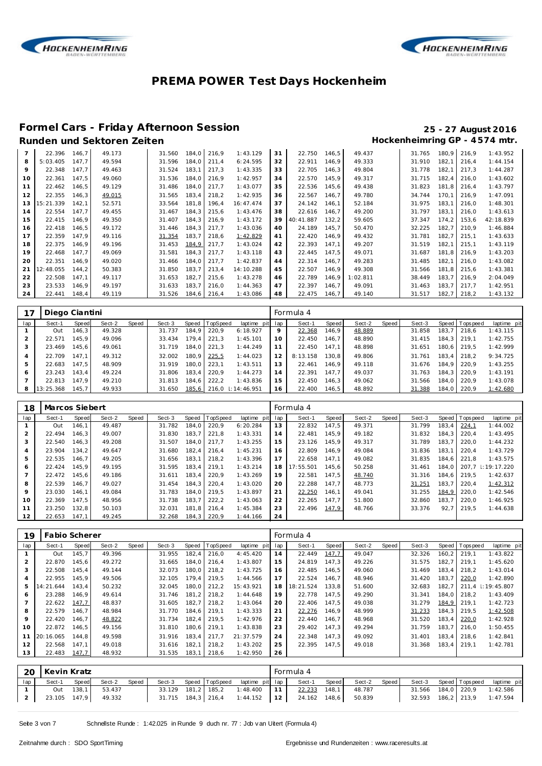# PREMA POWER Test Days Hockenheim

## Formel Cars - Friday Afternoon Session

**25 - 27 August 2016**

### Runden und Sektoren Zeiten

**Hockenheimring GP - 4574 mtr.**

| lap | Sect-1 | Speed | Sect-2 | Speed | Sect-3 | Speed | TopSpeed | laptime pit | lap | Sect-1 | Speed | Sect-2 | Speed | Sect-3 | Speed | Topspeed | laptime pit |
|---|---|---|---|---|---|---|---|---|---|---|---|---|---|---|---|---|---|
| 7 | 22.396 | 146,7 | 49.173 | | 31.560 | 184,0 | 216,9 | 1:43.129 | 31 | 22.750 | 146,5 | 49.437 | | 31.765 | 180,9 | 216,9 | 1:43.952 |
| 8 | 5:03.405 | 147,7 | 49.594 | | 31.596 | 184,0 | 211,4 | 6:24.595 | 32 | 22.911 | 146,9 | 49.333 | | 31.910 | 182,1 | 216,4 | 1:44.154 |
| 9 | 22.348 | 147,7 | 49.463 | | 31.524 | 183,1 | 217,3 | 1:43.335 | 33 | 22.705 | 146,3 | 49.804 | | 31.778 | 182,1 | 217,3 | 1:44.287 |
| 10 | 22.361 | 147,5 | 49.060 | | 31.536 | 184,0 | 216,9 | 1:42.957 | 34 | 22.570 | 145,9 | 49.317 | | 31.715 | 182,4 | 216,0 | 1:43.602 |
| 11 | 22.462 | 146,5 | 49.129 | | 31.486 | 184,0 | 217,7 | 1:43.077 | 35 | 22.536 | 145,6 | 49.438 | | 31.823 | 181,8 | 216,4 | 1:43.797 |
| 12 | 22.355 | 146,3 | 49.015 | | 31.565 | 183,4 | 218,2 | 1:42.935 | 36 | 22.567 | 146,7 | 49.780 | | 34.744 | 170,1 | 216,9 | 1:47.091 |
| 13 | 15:21.339 | 142,1 | 52.571 | | 33.564 | 181,8 | 196,4 | 16:47.474 | 37 | 24.142 | 146,1 | 52.184 | | 31.975 | 183,1 | 216,0 | 1:48.301 |
| 14 | 22.554 | 147,7 | 49.455 | | 31.467 | 184,3 | 215,6 | 1:43.476 | 38 | 22.616 | 146,7 | 49.200 | | 31.797 | 183,1 | 216,0 | 1:43.613 |
| 15 | 22.415 | 146,9 | 49.350 | | 31.407 | 184,3 | 216,9 | 1:43.172 | 39 | 40:41.887 | 132,2 | 59.605 | | 37.347 | 174,2 | 153,6 | 42:18.839 |
| 16 | 22.418 | 146,5 | 49.172 | | 31.446 | 184,3 | 217,7 | 1:43.036 | 40 | 24.189 | 145,7 | 50.470 | | 32.225 | 182,7 | 210,9 | 1:46.884 |
| 17 | 22.359 | 147,9 | 49.116 | | 31.354 | 183,7 | 218,6 | 1:42.829 | 41 | 22.420 | 146,9 | 49.432 | | 31.781 | 182,7 | 215,1 | 1:43.633 |
| 18 | 22.375 | 146,9 | 49.196 | | 31.453 | 184,9 | 217,7 | 1:43.024 | 42 | 22.393 | 147,1 | 49.207 | | 31.519 | 182,1 | 215,1 | 1:43.119 |
| 19 | 22.468 | 147,7 | 49.069 | | 31.581 | 184,3 | 217,7 | 1:43.118 | 43 | 22.445 | 147,5 | 49.071 | | 31.687 | 181,8 | 216,9 | 1:43.203 |
| 20 | 22.351 | 146,9 | 49.020 | | 31.466 | 184,0 | 217,7 | 1:42.837 | 44 | 22.314 | 146,7 | 49.283 | | 31.485 | 182,1 | 216,0 | 1:43.082 |
| 21 | 12:48.055 | 144,2 | 50.383 | | 31.850 | 183,7 | 213,4 | 14:10.288 | 45 | 22.507 | 146,9 | 49.308 | | 31.566 | 181,8 | 215,6 | 1:43.381 |
| 22 | 22.508 | 147,1 | 49.117 | | 31.653 | 182,7 | 215,6 | 1:43.278 | 46 | 22.789 | 146,9 | 1:02.811 | | 38.449 | 183,7 | 216,9 | 2:04.049 |
| 23 | 23.533 | 146,9 | 49.197 | | 31.633 | 183,7 | 216,0 | 1:44.363 | 47 | 22.397 | 146,7 | 49.091 | | 31.463 | 183,7 | 217,7 | 1:42.951 |
| 24 | 22.441 | 148,4 | 49.119 | | 31.526 | 184,6 | 216,4 | 1:43.086 | 48 | 22.475 | 146,7 | 49.140 | | 31.517 | 182,7 | 218,2 | 1:43.132 |

**17 Diego Ciantini** — Formula 4

| lap | Sect-1 | Speed | Sect-2 | Speed | Sect-3 | Speed | TopSpeed | laptime pit | lap | Sect-1 | Speed | Sect-2 | Speed | Sect-3 | Speed | Topspeed | laptime pit |
|---|---|---|---|---|---|---|---|---|---|---|---|---|---|---|---|---|---|
| 1 | Out | 146,3 | 49.328 | | 31.737 | 184,9 | 220,9 | 6:18.927 | 9 | 22.368 | 146,9 | 48.889 | | 31.858 | 183,7 | 218,6 | 1:43.115 |
| 2 | 22.571 | 145,9 | 49.096 | | 33.434 | 179,4 | 221,3 | 1:45.101 | 10 | 22.450 | 146,7 | 48.890 | | 31.415 | 184,3 | 219,1 | 1:42.755 |
| 3 | 23.469 | 145,6 | 49.061 | | 31.719 | 184,0 | 221,3 | 1:44.249 | 11 | 22.450 | 147,1 | 48.898 | | 31.651 | 180,6 | 219,5 | 1:42.999 |
| 4 | 22.709 | 147,1 | 49.312 | | 32.002 | 180,9 | 225,5 | 1:44.023 | 12 | 8:13.158 | 130,8 | 49.806 | | 31.761 | 183,4 | 218,2 | 9:34.725 |
| 5 | 22.683 | 147,5 | 48.909 | | 31.919 | 180,0 | 223,1 | 1:43.511 | 13 | 22.461 | 146,9 | 49.118 | | 31.676 | 184,9 | 220,9 | 1:43.255 |
| 6 | 23.243 | 143,4 | 49.224 | | 31.806 | 183,4 | 220,9 | 1:44.273 | 14 | 22.391 | 147,7 | 49.037 | | 31.763 | 184,3 | 220,9 | 1:43.191 |
| 7 | 22.813 | 147,9 | 49.210 | | 31.813 | 184,6 | 222,2 | 1:43.836 | 15 | 22.450 | 146,3 | 49.062 | | 31.566 | 184,0 | 220,9 | 1:43.078 |
| 8 | 13:25.368 | 145,7 | 49.933 | | 31.650 | 185,6 | 216,0 | 1:14:46.951 | 16 | 22.400 | 146,5 | 48.892 | | 31.388 | 184,0 | 220,9 | 1:42.680 |

**18 Marcos Siebert** — Formula 4

| lap | Sect-1 | Speed | Sect-2 | Speed | Sect-3 | Speed | TopSpeed | laptime pit | lap | Sect-1 | Speed | Sect-2 | Speed | Sect-3 | Speed | Topspeed | laptime pit |
|---|---|---|---|---|---|---|---|---|---|---|---|---|---|---|---|---|---|
| 1 | Out | 146,1 | 49.487 | | 31.782 | 184,0 | 220,9 | 6:20.284 | 13 | 22.832 | 147,5 | 49.371 | | 31.799 | 183,4 | 224,1 | 1:44.002 |
| 2 | 22.494 | 146,3 | 49.007 | | 31.830 | 183,7 | 221,8 | 1:43.331 | 14 | 22.481 | 145,9 | 49.182 | | 31.832 | 184,3 | 220,4 | 1:43.495 |
| 3 | 22.540 | 146,3 | 49.208 | | 31.507 | 184,0 | 217,7 | 1:43.255 | 15 | 23.126 | 145,9 | 49.317 | | 31.789 | 183,7 | 220,0 | 1:44.232 |
| 4 | 23.904 | 134,2 | 49.647 | | 31.680 | 182,4 | 216,4 | 1:45.231 | 16 | 22.809 | 146,9 | 49.084 | | 31.836 | 183,1 | 220,4 | 1:43.729 |
| 5 | 22.535 | 146,7 | 49.205 | | 31.656 | 183,1 | 218,2 | 1:43.396 | 17 | 22.658 | 147,1 | 49.082 | | 31.835 | 184,6 | 221,8 | 1:43.575 |
| 6 | 22.424 | 145,9 | 49.195 | | 31.595 | 183,4 | 219,1 | 1:43.214 | 18 | 17:55.501 | 145,6 | 50.258 | | 31.461 | 184,0 | 207,7 | 1:19:17.220 |
| 7 | 22.472 | 145,6 | 49.186 | | 31.611 | 183,4 | 220,9 | 1:43.269 | 19 | 22.581 | 147,5 | 48.740 | | 31.316 | 184,6 | 219,5 | 1:42.637 |
| 8 | 22.539 | 146,7 | 49.027 | | 31.454 | 184,3 | 220,4 | 1:43.020 | 20 | 22.288 | 147,7 | 48.773 | | 31.251 | 183,7 | 220,4 | 1:42.312 |
| 9 | 23.030 | 146,1 | 49.084 | | 31.783 | 184,0 | 219,5 | 1:43.897 | 21 | 22.250 | 146,1 | 49.041 | | 31.255 | 184,9 | 220,0 | 1:42.546 |
| 10 | 22.369 | 147,5 | 48.956 | | 31.738 | 183,7 | 222,2 | 1:43.063 | 22 | 22.265 | 147,7 | 51.800 | | 32.860 | 183,7 | 220,0 | 1:46.925 |
| 11 | 23.250 | 132,8 | 50.103 | | 32.031 | 181,8 | 216,4 | 1:45.384 | 23 | 22.496 | 147,9 | 48.766 | | 33.376 | 92,7 | 219,5 | 1:44.638 |
| 12 | 22.653 | 147,1 | 49.245 | | 32.268 | 184,3 | 220,9 | 1:44.166 | 24 | | | | | | | | |

**19 Fabio Scherer** — Formula 4

| lap | Sect-1 | Speed | Sect-2 | Speed | Sect-3 | Speed | TopSpeed | laptime pit | lap | Sect-1 | Speed | Sect-2 | Speed | Sect-3 | Speed | Topspeed | laptime pit |
|---|---|---|---|---|---|---|---|---|---|---|---|---|---|---|---|---|---|
| 1 | Out | 145,7 | 49.396 | | 31.955 | 182,4 | 216,0 | 4:45.420 | 14 | 22.449 | 147,7 | 49.047 | | 32.326 | 160,2 | 219,1 | 1:43.822 |
| 2 | 22.870 | 145,6 | 49.272 | | 31.665 | 184,0 | 216,4 | 1:43.807 | 15 | 24.819 | 147,3 | 49.226 | | 31.575 | 182,7 | 219,1 | 1:45.620 |
| 3 | 22.508 | 145,4 | 49.144 | | 32.073 | 180,0 | 218,2 | 1:43.725 | 16 | 22.485 | 146,5 | 49.060 | | 31.469 | 183,4 | 218,2 | 1:43.014 |
| 4 | 22.955 | 145,9 | 49.506 | | 32.105 | 179,4 | 219,5 | 1:44.566 | 17 | 22.524 | 146,7 | 48.946 | | 31.420 | 183,7 | 220,0 | 1:42.890 |
| 5 | 14:21.644 | 143,4 | 50.232 | | 32.045 | 180,0 | 212,2 | 15:43.921 | 18 | 18:21.524 | 133,8 | 51.600 | | 32.683 | 182,7 | 211,4 | 1:19:45.807 |
| 6 | 23.288 | 146,9 | 49.614 | | 31.746 | 181,2 | 218,2 | 1:44.648 | 19 | 22.778 | 147,5 | 49.290 | | 31.341 | 184,0 | 218,2 | 1:43.409 |
| 7 | 22.622 | 147,7 | 48.837 | | 31.605 | 182,7 | 218,2 | 1:43.064 | 20 | 22.406 | 147,5 | 49.038 | | 31.279 | 184,9 | 219,1 | 1:42.723 |
| 8 | 22.579 | 146,7 | 48.984 | | 31.770 | 184,6 | 219,1 | 1:43.333 | 21 | 22.276 | 146,9 | 48.999 | | 31.233 | 184,3 | 219,5 | 1:42.508 |
| 9 | 22.420 | 146,7 | 48.822 | | 31.734 | 182,4 | 219,5 | 1:42.976 | 22 | 22.440 | 146,7 | 48.968 | | 31.520 | 183,4 | 220,0 | 1:42.928 |
| 10 | 22.872 | 146,5 | 49.156 | | 31.810 | 180,6 | 219,1 | 1:43.838 | 23 | 29.402 | 147,3 | 49.294 | | 31.759 | 183,7 | 216,0 | 1:50.455 |
| 11 | 20:16.065 | 144,8 | 49.598 | | 31.916 | 183,4 | 217,7 | 21:37.579 | 24 | 22.348 | 147,3 | 49.092 | | 31.401 | 183,4 | 218,6 | 1:42.841 |
| 12 | 22.568 | 147,1 | 49.018 | | 31.616 | 182,1 | 218,2 | 1:43.202 | 25 | 22.395 | 147,5 | 49.018 | | 31.368 | 183,4 | 219,1 | 1:42.781 |
| 13 | 22.483 | 147,7 | 48.932 | | 31.535 | 183,1 | 218,6 | 1:42.950 | 26 | | | | | | | | |

**20 Kevin Kratz** — Formula 4

| lap | Sect-1 | Speed | Sect-2 | Speed | Sect-3 | Speed | TopSpeed | laptime pit | lap | Sect-1 | Speed | Sect-2 | Speed | Sect-3 | Speed | Topspeed | laptime pit |
|---|---|---|---|---|---|---|---|---|---|---|---|---|---|---|---|---|---|
| 1 | Out | 138,1 | 53.437 | | 33.129 | 181,2 | 185,2 | 1:48.400 | 11 | 22.233 | 148,1 | 48.787 | | 31.566 | 184,0 | 220,9 | 1:42.586 |
| 2 | 23.105 | 147,9 | 49.332 | | 31.715 | 184,3 | 216,4 | 1:44.152 | 12 | 24.162 | 148,6 | 50.839 | | 32.593 | 186,2 | 213,9 | 1:47.594 |

Schnellste Runde : 1:42.025 in Runde 9 duch nr. 77 : Job van Uitert (Formula 4)

Zeitnahme durch : SDO SportTiming

Ergebnisse und Rundenzeiten : www.raceresults.at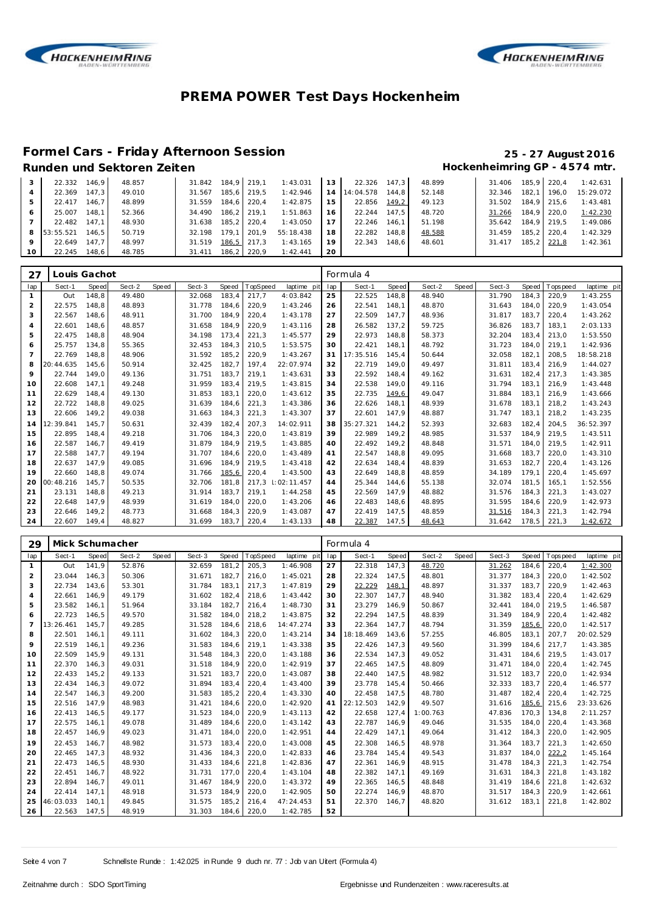# PREMA POWER Test Days Hockenheim

## Formel Cars - Friday Afternoon Session

**25 - 27 August 2016**

### Runden und Sektoren Zeiten

**Hockenheimring GP - 4574 mtr.**

| lap | Sect-1 | Speed | Sect-2 | Speed | Sect-3 | Speed | TopSpeed | laptime pit | lap | Sect-1 | Speed | Sect-2 | Speed | Sect-3 | Speed | Topspeed | laptime pit |
|---|---|---|---|---|---|---|---|---|---|---|---|---|---|---|---|---|---|
| 3 | 22.332 | 146,9 | 48.857 | | 31.842 | 184,9 | 219,1 | 1:43.031 | 13 | 22.326 | 147,3 | 48.899 | | 31.406 | 185,9 | 220,4 | 1:42.631 |
| 4 | 22.369 | 147,3 | 49.010 | | 31.567 | 185,6 | 219,5 | 1:42.946 | 14 | 14:04.578 | 144,8 | 52.148 | | 32.346 | 182,1 | 196,0 | 15:29.072 |
| 5 | 22.417 | 146,7 | 48.899 | | 31.559 | 184,6 | 220,4 | 1:42.875 | 15 | 22.856 | 149,2 | 49.123 | | 31.502 | 184,9 | 215,6 | 1:43.481 |
| 6 | 25.007 | 148,1 | 52.366 | | 34.490 | 186,2 | 219,1 | 1:51.863 | 16 | 22.244 | 147,5 | 48.720 | | 31.266 | 184,9 | 220,0 | 1:42.230 |
| 7 | 22.482 | 147,1 | 48.930 | | 31.638 | 185,2 | 220,4 | 1:43.050 | 17 | 22.246 | 146,1 | 51.198 | | 35.642 | 184,9 | 219,5 | 1:49.086 |
| 8 | 53:55.521 | 146,5 | 50.719 | | 32.198 | 179,1 | 201,9 | 55:18.438 | 18 | 22.282 | 148,8 | 48.588 | | 31.459 | 185,2 | 220,4 | 1:42.329 |
| 9 | 22.649 | 147,7 | 48.997 | | 31.519 | 186,5 | 217,3 | 1:43.165 | 19 | 22.343 | 148,6 | 48.601 | | 31.417 | 185,2 | 221,8 | 1:42.361 |
| 10 | 22.245 | 148,6 | 48.785 | | 31.411 | 186,2 | 220,9 | 1:42.441 | 20 | | | | | | | | |

**27 Louis Gachot** — Formula 4

| lap | Sect-1 | Speed | Sect-2 | Speed | Sect-3 | Speed | TopSpeed | laptime pit | lap | Sect-1 | Speed | Sect-2 | Speed | Sect-3 | Speed | Topspeed | laptime pit |
|---|---|---|---|---|---|---|---|---|---|---|---|---|---|---|---|---|---|
| 1 | Out | 148,8 | 49.480 | | 32.068 | 183,4 | 217,7 | 4:03.842 | 25 | 22.525 | 148,8 | 48.940 | | 31.790 | 184,3 | 220,9 | 1:43.255 |
| 2 | 22.575 | 148,8 | 48.893 | | 31.778 | 184,6 | 220,9 | 1:43.246 | 26 | 22.541 | 148,1 | 48.870 | | 31.643 | 184,0 | 220,9 | 1:43.054 |
| 3 | 22.567 | 148,6 | 48.911 | | 31.700 | 184,9 | 220,4 | 1:43.178 | 27 | 22.509 | 147,7 | 48.936 | | 31.817 | 183,7 | 220,4 | 1:43.262 |
| 4 | 22.601 | 148,6 | 48.857 | | 31.658 | 184,9 | 220,9 | 1:43.116 | 28 | 26.582 | 137,2 | 59.725 | | 36.826 | 183,7 | 183,1 | 2:03.133 |
| 5 | 22.475 | 148,8 | 48.904 | | 34.198 | 173,4 | 221,3 | 1:45.577 | 29 | 22.973 | 148,8 | 58.373 | | 32.204 | 183,4 | 213,0 | 1:53.550 |
| 6 | 25.757 | 134,8 | 55.365 | | 32.453 | 184,3 | 210,5 | 1:53.575 | 30 | 22.421 | 148,1 | 48.792 | | 31.723 | 184,0 | 219,1 | 1:42.936 |
| 7 | 22.769 | 148,8 | 48.906 | | 31.592 | 185,2 | 220,9 | 1:43.267 | 31 | 17:35.516 | 145,4 | 50.644 | | 32.058 | 182,1 | 208,5 | 18:58.218 |
| 8 | 20:44.635 | 145,6 | 50.914 | | 32.425 | 182,7 | 197,4 | 22:07.974 | 32 | 22.719 | 149,0 | 49.497 | | 31.811 | 183,4 | 216,9 | 1:44.027 |
| 9 | 22.744 | 149,0 | 49.136 | | 31.751 | 183,7 | 219,1 | 1:43.631 | 33 | 22.592 | 148,4 | 49.162 | | 31.631 | 182,4 | 217,3 | 1:43.385 |
| 10 | 22.608 | 147,1 | 49.248 | | 31.959 | 183,4 | 219,5 | 1:43.815 | 34 | 22.538 | 149,0 | 49.116 | | 31.794 | 183,1 | 216,9 | 1:43.448 |
| 11 | 22.629 | 148,4 | 49.130 | | 31.853 | 183,1 | 220,0 | 1:43.612 | 35 | 22.735 | 149,6 | 49.047 | | 31.884 | 183,1 | 216,9 | 1:43.666 |
| 12 | 22.722 | 148,8 | 49.025 | | 31.639 | 184,6 | 221,3 | 1:43.386 | 36 | 22.626 | 148,1 | 48.939 | | 31.678 | 183,1 | 218,2 | 1:43.243 |
| 13 | 22.606 | 149,2 | 49.038 | | 31.663 | 184,3 | 221,3 | 1:43.307 | 37 | 22.601 | 147,9 | 48.887 | | 31.747 | 183,1 | 218,2 | 1:43.235 |
| 14 | 12:39.841 | 145,7 | 50.631 | | 32.439 | 182,4 | 207,3 | 14:02.911 | 38 | 35:27.321 | 144,2 | 52.393 | | 32.683 | 182,4 | 204,5 | 36:52.397 |
| 15 | 22.895 | 148,4 | 49.218 | | 31.706 | 184,3 | 220,0 | 1:43.819 | 39 | 22.989 | 149,2 | 48.985 | | 31.537 | 184,9 | 219,5 | 1:43.511 |
| 16 | 22.587 | 146,7 | 49.419 | | 31.879 | 184,9 | 219,5 | 1:43.885 | 40 | 22.492 | 149,2 | 48.848 | | 31.571 | 184,0 | 219,5 | 1:42.911 |
| 17 | 22.588 | 147,7 | 49.194 | | 31.707 | 184,6 | 220,0 | 1:43.489 | 41 | 22.547 | 148,8 | 49.095 | | 31.668 | 183,7 | 220,0 | 1:43.310 |
| 18 | 22.637 | 147,9 | 49.085 | | 31.696 | 184,9 | 219,5 | 1:43.418 | 42 | 22.634 | 148,4 | 48.839 | | 31.653 | 182,7 | 220,4 | 1:43.126 |
| 19 | 22.660 | 148,8 | 49.074 | | 31.766 | 185,6 | 220,4 | 1:43.500 | 43 | 22.649 | 148,8 | 48.859 | | 34.189 | 179,1 | 220,4 | 1:45.697 |
| 20 | 00:48.216 | 145,7 | 50.535 | | 32.706 | 181,8 | 217,3 | 1:02:11.457 | 44 | 25.344 | 144,6 | 55.138 | | 32.074 | 181,5 | 165,1 | 1:52.556 |
| 21 | 23.131 | 148,8 | 49.213 | | 31.914 | 183,7 | 219,1 | 1:44.258 | 45 | 22.569 | 147,9 | 48.882 | | 31.576 | 184,3 | 221,3 | 1:43.027 |
| 22 | 22.648 | 147,9 | 48.939 | | 31.619 | 184,0 | 220,0 | 1:43.206 | 46 | 22.483 | 148,6 | 48.895 | | 31.595 | 184,6 | 220,9 | 1:42.973 |
| 23 | 22.646 | 149,2 | 48.773 | | 31.668 | 184,3 | 220,9 | 1:43.087 | 47 | 22.419 | 147,5 | 48.859 | | 31.516 | 184,3 | 221,3 | 1:42.794 |
| 24 | 22.607 | 149,4 | 48.827 | | 31.699 | 183,7 | 220,4 | 1:43.133 | 48 | 22.387 | 147,5 | 48.643 | | 31.642 | 178,5 | 221,3 | 1:42.672 |

**29 Mick Schumacher** — Formula 4

| lap | Sect-1 | Speed | Sect-2 | Speed | Sect-3 | Speed | TopSpeed | laptime pit | lap | Sect-1 | Speed | Sect-2 | Speed | Sect-3 | Speed | Topspeed | laptime pit |
|---|---|---|---|---|---|---|---|---|---|---|---|---|---|---|---|---|---|
| 1 | Out | 141,9 | 52.876 | | 32.659 | 181,2 | 205,3 | 1:46.908 | 27 | 22.318 | 147,3 | 48.720 | | 31.262 | 184,6 | 220,4 | 1:42.300 |
| 2 | 23.044 | 146,3 | 50.306 | | 31.671 | 182,7 | 216,0 | 1:45.021 | 28 | 22.324 | 147,5 | 48.801 | | 31.377 | 184,3 | 220,0 | 1:42.502 |
| 3 | 22.734 | 143,6 | 53.301 | | 31.784 | 183,1 | 217,3 | 1:47.819 | 29 | 22.229 | 148,1 | 48.897 | | 31.337 | 183,7 | 220,9 | 1:42.463 |
| 4 | 22.661 | 146,9 | 49.179 | | 31.602 | 182,4 | 218,6 | 1:43.442 | 30 | 22.307 | 147,7 | 48.940 | | 31.382 | 183,4 | 220,4 | 1:42.629 |
| 5 | 23.582 | 146,1 | 51.964 | | 33.184 | 182,7 | 216,4 | 1:48.730 | 31 | 23.279 | 146,9 | 50.867 | | 32.441 | 184,0 | 219,5 | 1:46.587 |
| 6 | 22.723 | 146,5 | 49.570 | | 31.582 | 184,0 | 218,2 | 1:43.875 | 32 | 22.294 | 147,5 | 48.839 | | 31.349 | 184,9 | 220,4 | 1:42.482 |
| 7 | 13:26.461 | 145,7 | 49.285 | | 31.528 | 184,6 | 218,6 | 14:47.274 | 33 | 22.364 | 147,7 | 48.794 | | 31.359 | 185,6 | 220,0 | 1:42.517 |
| 8 | 22.501 | 146,1 | 49.111 | | 31.602 | 184,3 | 220,0 | 1:43.214 | 34 | 18:18.469 | 143,6 | 57.255 | | 46.805 | 183,1 | 207,7 | 20:02.529 |
| 9 | 22.519 | 146,1 | 49.236 | | 31.583 | 184,6 | 219,1 | 1:43.338 | 35 | 22.426 | 147,3 | 49.560 | | 31.399 | 184,6 | 217,7 | 1:43.385 |
| 10 | 22.509 | 145,9 | 49.131 | | 31.548 | 184,3 | 220,0 | 1:43.188 | 36 | 22.534 | 147,3 | 49.052 | | 31.431 | 184,6 | 219,5 | 1:43.017 |
| 11 | 22.370 | 146,3 | 49.031 | | 31.518 | 184,9 | 220,0 | 1:42.919 | 37 | 22.465 | 147,5 | 48.809 | | 31.471 | 184,0 | 220,4 | 1:42.745 |
| 12 | 22.433 | 145,2 | 49.133 | | 31.521 | 183,7 | 220,0 | 1:43.087 | 38 | 22.440 | 147,5 | 48.982 | | 31.512 | 183,7 | 220,0 | 1:42.934 |
| 13 | 22.434 | 146,3 | 49.072 | | 31.894 | 183,4 | 220,4 | 1:43.400 | 39 | 23.778 | 145,4 | 50.466 | | 32.333 | 183,7 | 220,4 | 1:46.577 |
| 14 | 22.547 | 146,3 | 49.200 | | 31.583 | 185,2 | 220,4 | 1:43.330 | 40 | 22.458 | 147,5 | 48.780 | | 31.487 | 182,4 | 220,4 | 1:42.725 |
| 15 | 22.516 | 147,9 | 48.983 | | 31.421 | 184,6 | 220,0 | 1:42.920 | 41 | 22:12.503 | 142,9 | 49.507 | | 31.616 | 185,6 | 215,6 | 23:33.626 |
| 16 | 22.413 | 146,5 | 49.177 | | 31.523 | 184,0 | 220,9 | 1:43.113 | 42 | 22.658 | 127,4 | 1:00.763 | | 47.836 | 170,3 | 134,8 | 2:11.257 |
| 17 | 22.575 | 146,1 | 49.078 | | 31.489 | 184,6 | 220,0 | 1:43.142 | 43 | 22.787 | 146,9 | 49.046 | | 31.535 | 184,0 | 220,4 | 1:43.368 |
| 18 | 22.457 | 146,9 | 49.023 | | 31.471 | 184,0 | 220,0 | 1:42.951 | 44 | 22.429 | 147,1 | 49.064 | | 31.412 | 184,3 | 220,0 | 1:42.905 |
| 19 | 22.453 | 146,7 | 48.982 | | 31.573 | 183,4 | 220,0 | 1:43.008 | 45 | 22.308 | 146,5 | 48.978 | | 31.364 | 183,7 | 221,3 | 1:42.650 |
| 20 | 22.465 | 147,3 | 48.932 | | 31.436 | 184,3 | 220,0 | 1:42.833 | 46 | 23.784 | 145,4 | 49.543 | | 31.837 | 184,0 | 222,2 | 1:45.164 |
| 21 | 22.473 | 146,5 | 48.930 | | 31.433 | 184,6 | 221,8 | 1:42.836 | 47 | 22.361 | 146,9 | 48.915 | | 31.478 | 184,3 | 221,3 | 1:42.754 |
| 22 | 22.451 | 146,7 | 48.922 | | 31.731 | 177,0 | 220,4 | 1:43.104 | 48 | 22.382 | 147,1 | 49.169 | | 31.631 | 184,3 | 221,8 | 1:43.182 |
| 23 | 22.894 | 146,7 | 49.011 | | 31.467 | 184,9 | 220,0 | 1:43.372 | 49 | 22.365 | 146,5 | 48.848 | | 31.419 | 184,6 | 221,8 | 1:42.632 |
| 24 | 22.414 | 147,1 | 48.918 | | 31.573 | 184,9 | 220,0 | 1:42.905 | 50 | 22.274 | 146,9 | 48.870 | | 31.517 | 184,3 | 220,9 | 1:42.661 |
| 25 | 46:03.033 | 140,1 | 49.845 | | 31.575 | 185,2 | 216,4 | 47:24.453 | 51 | 22.370 | 146,7 | 48.820 | | 31.612 | 183,1 | 221,8 | 1:42.802 |
| 26 | 22.563 | 147,5 | 48.919 | | 31.303 | 184,6 | 220,0 | 1:42.785 | 52 | | | | | | | | |

Schnellste Runde : 1:42.025 in Runde 9 duch nr. 77 : Job van Uitert (Formula 4)

Zeitnahme durch : SDO SportTiming

Ergebnisse und Rundenzeiten : www.raceresults.at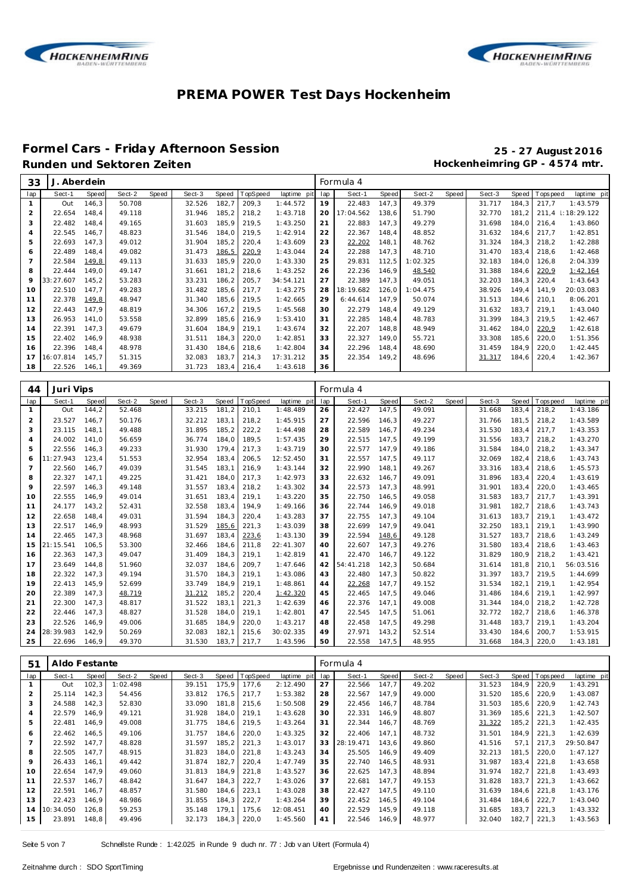# PREMA POWER Test Days Hockenheim

## Formel Cars - Friday Afternoon Session

**25 - 27 August 2016**

### Runden und Sektoren Zeiten

**Hockenheimring GP - 4574 mtr.**

**33 J. Aberdein — Formula 4**

| lap | Sect-1 | Speed | Sect-2 | Speed | Sect-3 | Speed | TopSpeed | laptime pit | lap | Sect-1 | Speed | Sect-2 | Speed | Sect-3 | Speed | Topspeed | laptime pit |
|---|---|---|---|---|---|---|---|---|---|---|---|---|---|---|---|---|---|
| 1 | Out | 146,3 | 50.708 | | 32.526 | 182,7 | 209,3 | 1:44.572 | 19 | 22.483 | 147,3 | 49.379 | | 31.717 | 184,3 | 217,7 | 1:43.579 |
| 2 | 22.654 | 148,4 | 49.118 | | 31.946 | 185,2 | 218,2 | 1:43.718 | 20 | 17:04.562 | 138,6 | 51.790 | | 32.770 | 181,2 | 211,4 | 18:29.122 |
| 3 | 22.482 | 148,4 | 49.165 | | 31.603 | 185,9 | 219,5 | 1:43.250 | 21 | 22.883 | 147,3 | 49.279 | | 31.698 | 184,0 | 216,4 | 1:43.860 |
| 4 | 22.545 | 146,7 | 48.823 | | 31.546 | 184,0 | 219,5 | 1:42.914 | 22 | 22.367 | 148,4 | 48.852 | | 31.632 | 184,6 | 217,7 | 1:42.851 |
| 5 | 22.693 | 147,3 | 49.012 | | 31.904 | 185,2 | 220,4 | 1:43.609 | 23 | 22.202 | 148,1 | 48.762 | | 31.324 | 184,3 | 218,2 | 1:42.288 |
| 6 | 22.489 | 148,4 | 49.082 | | 31.473 | 186,5 | 220,9 | 1:43.044 | 24 | 22.288 | 147,3 | 48.710 | | 31.470 | 183,4 | 218,6 | 1:42.468 |
| 7 | 22.584 | 149,8 | 49.113 | | 31.633 | 185,9 | 220,0 | 1:43.330 | 25 | 29.831 | 112,5 | 1:02.325 | | 32.183 | 184,0 | 126,8 | 2:04.339 |
| 8 | 22.444 | 149,0 | 49.147 | | 31.661 | 181,2 | 218,6 | 1:43.252 | 26 | 22.236 | 146,9 | 48.540 | | 31.388 | 184,6 | 220,9 | 1:42.164 |
| 9 | 33:27.607 | 145,2 | 53.283 | | 33.231 | 186,2 | 205,7 | 34:54.121 | 27 | 22.389 | 147,3 | 49.051 | | 32.203 | 184,3 | 220,4 | 1:43.643 |
| 10 | 22.510 | 147,7 | 49.283 | | 31.482 | 185,6 | 217,7 | 1:43.275 | 28 | 18:19.682 | 126,0 | 1:04.475 | | 38.926 | 149,4 | 141,9 | 20:03.083 |
| 11 | 22.378 | 149,8 | 48.947 | | 31.340 | 185,6 | 219,5 | 1:42.665 | 29 | 6:44.614 | 147,9 | 50.074 | | 31.513 | 184,6 | 210,1 | 8:06.201 |
| 12 | 22.443 | 147,9 | 48.819 | | 34.306 | 167,2 | 219,5 | 1:45.568 | 30 | 22.279 | 148,4 | 49.129 | | 31.632 | 183,7 | 219,1 | 1:43.040 |
| 13 | 26.953 | 141,0 | 53.558 | | 32.899 | 185,6 | 216,9 | 1:53.410 | 31 | 22.285 | 148,4 | 48.783 | | 31.399 | 184,3 | 219,5 | 1:42.467 |
| 14 | 22.391 | 147,3 | 49.679 | | 31.604 | 184,9 | 219,1 | 1:43.674 | 32 | 22.207 | 148,8 | 48.949 | | 31.462 | 184,0 | 220,9 | 1:42.618 |
| 15 | 22.402 | 146,9 | 48.938 | | 31.511 | 184,3 | 220,0 | 1:42.851 | 33 | 22.327 | 149,0 | 55.721 | | 33.308 | 185,6 | 220,0 | 1:51.356 |
| 16 | 22.396 | 148,4 | 48.978 | | 31.430 | 184,6 | 218,6 | 1:42.804 | 34 | 22.296 | 148,4 | 48.690 | | 31.459 | 184,9 | 220,0 | 1:42.445 |
| 17 | 16:07.814 | 145,7 | 51.315 | | 32.083 | 183,7 | 214,3 | 17:31.212 | 35 | 22.354 | 149,2 | 48.696 | | 31.317 | 184,6 | 220,4 | 1:42.367 |
| 18 | 22.526 | 146,1 | 49.369 | | 31.723 | 183,4 | 216,4 | 1:43.618 | 36 | | | | | | | | |

**44 Juri Vips — Formula 4**

| lap | Sect-1 | Speed | Sect-2 | Speed | Sect-3 | Speed | TopSpeed | laptime pit | lap | Sect-1 | Speed | Sect-2 | Speed | Sect-3 | Speed | Topspeed | laptime pit |
|---|---|---|---|---|---|---|---|---|---|---|---|---|---|---|---|---|---|
| 1 | Out | 144,2 | 52.468 | | 33.215 | 181,2 | 210,1 | 1:48.489 | 26 | 22.427 | 147,5 | 49.091 | | 31.668 | 183,4 | 218,2 | 1:43.186 |
| 2 | 23.527 | 146,7 | 50.176 | | 32.212 | 183,1 | 218,2 | 1:45.915 | 27 | 22.596 | 146,3 | 49.227 | | 31.766 | 181,5 | 218,2 | 1:43.589 |
| 3 | 23.115 | 148,1 | 49.488 | | 31.895 | 185,2 | 222,2 | 1:44.498 | 28 | 22.589 | 146,7 | 49.234 | | 31.530 | 183,4 | 217,7 | 1:43.353 |
| 4 | 24.002 | 141,0 | 56.659 | | 36.774 | 184,0 | 189,5 | 1:57.435 | 29 | 22.515 | 147,5 | 49.199 | | 31.556 | 183,7 | 218,2 | 1:43.270 |
| 5 | 22.556 | 146,3 | 49.233 | | 31.930 | 179,4 | 217,3 | 1:43.719 | 30 | 22.577 | 147,9 | 49.186 | | 31.584 | 184,0 | 218,2 | 1:43.347 |
| 6 | 11:27.943 | 123,4 | 51.553 | | 32.954 | 183,4 | 206,5 | 12:52.450 | 31 | 22.557 | 147,5 | 49.117 | | 32.069 | 182,4 | 218,6 | 1:43.743 |
| 7 | 22.560 | 146,7 | 49.039 | | 31.545 | 183,1 | 216,9 | 1:43.144 | 32 | 22.990 | 148,1 | 49.267 | | 33.316 | 183,4 | 218,6 | 1:45.573 |
| 8 | 22.327 | 147,1 | 49.225 | | 31.421 | 184,0 | 217,3 | 1:42.973 | 33 | 22.632 | 146,7 | 49.091 | | 31.896 | 183,4 | 220,4 | 1:43.619 |
| 9 | 22.597 | 146,3 | 49.148 | | 31.557 | 183,4 | 218,2 | 1:43.302 | 34 | 22.573 | 147,3 | 48.991 | | 31.901 | 183,4 | 220,0 | 1:43.465 |
| 10 | 22.555 | 146,9 | 49.014 | | 31.651 | 183,4 | 219,1 | 1:43.220 | 35 | 22.750 | 146,5 | 49.058 | | 31.583 | 183,7 | 217,7 | 1:43.391 |
| 11 | 24.177 | 143,2 | 52.431 | | 32.558 | 183,4 | 194,9 | 1:49.166 | 36 | 22.744 | 146,9 | 49.018 | | 31.981 | 182,7 | 218,6 | 1:43.743 |
| 12 | 22.658 | 148,4 | 49.031 | | 31.594 | 184,3 | 220,4 | 1:43.283 | 37 | 22.755 | 147,3 | 49.104 | | 31.613 | 183,7 | 219,1 | 1:43.472 |
| 13 | 22.517 | 146,9 | 48.993 | | 31.529 | 185,6 | 221,3 | 1:43.039 | 38 | 22.699 | 147,9 | 49.041 | | 32.250 | 183,1 | 219,1 | 1:43.990 |
| 14 | 22.465 | 147,3 | 48.968 | | 31.697 | 183,4 | 223,6 | 1:43.130 | 39 | 22.594 | 148,6 | 49.128 | | 31.527 | 183,7 | 218,6 | 1:43.249 |
| 15 | 21:15.541 | 106,5 | 53.300 | | 32.466 | 184,6 | 211,8 | 22:41.307 | 40 | 22.607 | 147,3 | 49.276 | | 31.580 | 183,4 | 218,6 | 1:43.463 |
| 16 | 22.363 | 147,3 | 49.047 | | 31.409 | 184,3 | 219,1 | 1:42.819 | 41 | 22.470 | 146,7 | 49.122 | | 31.829 | 180,9 | 218,2 | 1:43.421 |
| 17 | 23.649 | 144,8 | 51.960 | | 32.037 | 184,6 | 209,7 | 1:47.646 | 42 | 54:41.218 | 142,3 | 50.684 | | 31.614 | 181,8 | 210,1 | 56:03.516 |
| 18 | 22.322 | 147,3 | 49.194 | | 31.570 | 184,3 | 219,1 | 1:43.086 | 43 | 22.480 | 147,3 | 50.822 | | 31.397 | 183,7 | 219,5 | 1:44.699 |
| 19 | 22.413 | 145,9 | 52.699 | | 33.749 | 184,9 | 219,1 | 1:48.861 | 44 | 22.268 | 147,7 | 49.152 | | 31.534 | 182,1 | 219,1 | 1:42.954 |
| 20 | 22.389 | 147,3 | 48.719 | | 31.212 | 185,2 | 220,4 | 1:42.320 | 45 | 22.465 | 147,5 | 49.046 | | 31.486 | 184,6 | 219,1 | 1:42.997 |
| 21 | 22.300 | 147,3 | 48.817 | | 31.522 | 183,1 | 221,3 | 1:42.639 | 46 | 22.376 | 147,1 | 49.008 | | 31.344 | 184,0 | 218,2 | 1:42.728 |
| 22 | 22.446 | 147,3 | 48.827 | | 31.528 | 184,0 | 219,1 | 1:42.801 | 47 | 22.545 | 147,5 | 51.061 | | 32.772 | 182,7 | 218,6 | 1:46.378 |
| 23 | 22.526 | 146,9 | 49.006 | | 31.685 | 184,9 | 220,0 | 1:43.217 | 48 | 22.458 | 147,5 | 49.298 | | 31.448 | 183,7 | 219,1 | 1:43.204 |
| 24 | 28:39.983 | 142,9 | 50.269 | | 32.083 | 182,1 | 215,6 | 30:02.335 | 49 | 27.971 | 143,2 | 52.514 | | 33.430 | 184,6 | 200,7 | 1:53.915 |
| 25 | 22.696 | 146,9 | 49.370 | | 31.530 | 183,7 | 217,7 | 1:43.596 | 50 | 22.558 | 147,5 | 48.955 | | 31.668 | 184,3 | 220,0 | 1:43.181 |

**51 Aldo Festante — Formula 4**

| lap | Sect-1 | Speed | Sect-2 | Speed | Sect-3 | Speed | TopSpeed | laptime pit | lap | Sect-1 | Speed | Sect-2 | Speed | Sect-3 | Speed | Topspeed | laptime pit |
|---|---|---|---|---|---|---|---|---|---|---|---|---|---|---|---|---|---|
| 1 | Out | 102,3 | 1:02.498 | | 39.151 | 175,9 | 177,6 | 2:12.490 | 27 | 22.566 | 147,7 | 49.202 | | 31.523 | 184,9 | 220,9 | 1:43.291 |
| 2 | 25.114 | 142,3 | 54.456 | | 33.812 | 176,5 | 217,7 | 1:53.382 | 28 | 22.567 | 147,9 | 49.000 | | 31.520 | 185,6 | 220,9 | 1:43.087 |
| 3 | 24.588 | 142,3 | 52.830 | | 33.090 | 181,8 | 215,6 | 1:50.508 | 29 | 22.456 | 146,7 | 48.784 | | 31.503 | 185,6 | 220,9 | 1:42.743 |
| 4 | 22.579 | 146,9 | 49.121 | | 31.928 | 184,0 | 219,1 | 1:43.628 | 30 | 22.331 | 146,9 | 48.807 | | 31.369 | 185,6 | 221,3 | 1:42.507 |
| 5 | 22.481 | 146,9 | 49.008 | | 31.775 | 184,6 | 219,5 | 1:43.264 | 31 | 22.344 | 146,7 | 48.769 | | 31.322 | 185,2 | 221,3 | 1:42.435 |
| 6 | 22.462 | 146,5 | 49.106 | | 31.757 | 184,6 | 220,0 | 1:43.325 | 32 | 22.406 | 147,1 | 48.732 | | 31.501 | 184,9 | 221,3 | 1:42.639 |
| 7 | 22.592 | 147,7 | 48.828 | | 31.597 | 185,2 | 221,3 | 1:43.017 | 33 | 28:19.471 | 143,6 | 49.860 | | 41.516 | 57,1 | 217,3 | 29:50.847 |
| 8 | 22.505 | 147,7 | 48.915 | | 31.823 | 184,0 | 221,8 | 1:43.243 | 34 | 25.505 | 146,9 | 49.409 | | 32.213 | 181,5 | 220,0 | 1:47.127 |
| 9 | 26.433 | 146,1 | 49.442 | | 31.874 | 182,7 | 220,4 | 1:47.749 | 35 | 22.740 | 146,5 | 48.931 | | 31.987 | 183,4 | 221,8 | 1:43.658 |
| 10 | 22.654 | 147,9 | 49.060 | | 31.813 | 184,9 | 221,8 | 1:43.527 | 36 | 22.625 | 147,3 | 48.894 | | 31.974 | 182,7 | 221,8 | 1:43.493 |
| 11 | 22.537 | 146,7 | 48.842 | | 31.647 | 184,3 | 222,7 | 1:43.026 | 37 | 22.681 | 147,7 | 49.153 | | 31.828 | 183,7 | 221,3 | 1:43.662 |
| 12 | 22.591 | 146,7 | 48.857 | | 31.580 | 184,6 | 223,1 | 1:43.028 | 38 | 22.427 | 147,5 | 49.110 | | 31.639 | 184,6 | 221,8 | 1:43.176 |
| 13 | 22.423 | 146,9 | 48.986 | | 31.855 | 184,3 | 222,7 | 1:43.264 | 39 | 22.452 | 146,5 | 49.104 | | 31.484 | 184,6 | 222,7 | 1:43.040 |
| 14 | 10:34.050 | 126,8 | 59.253 | | 35.148 | 179,1 | 175,6 | 12:08.451 | 40 | 22.529 | 145,9 | 49.118 | | 31.685 | 183,7 | 221,3 | 1:43.332 |
| 15 | 23.891 | 148,8 | 49.496 | | 32.173 | 184,3 | 220,0 | 1:45.560 | 41 | 22.546 | 146,9 | 48.977 | | 32.040 | 182,7 | 221,3 | 1:43.563 |

Schnellste Runde : 1:42.025 in Runde 9 duch nr. 77 : Job van Uitert (Formula 4)

Zeitnahme durch : SDO SportTiming

Ergebnisse und Rundenzeiten : www.raceresults.at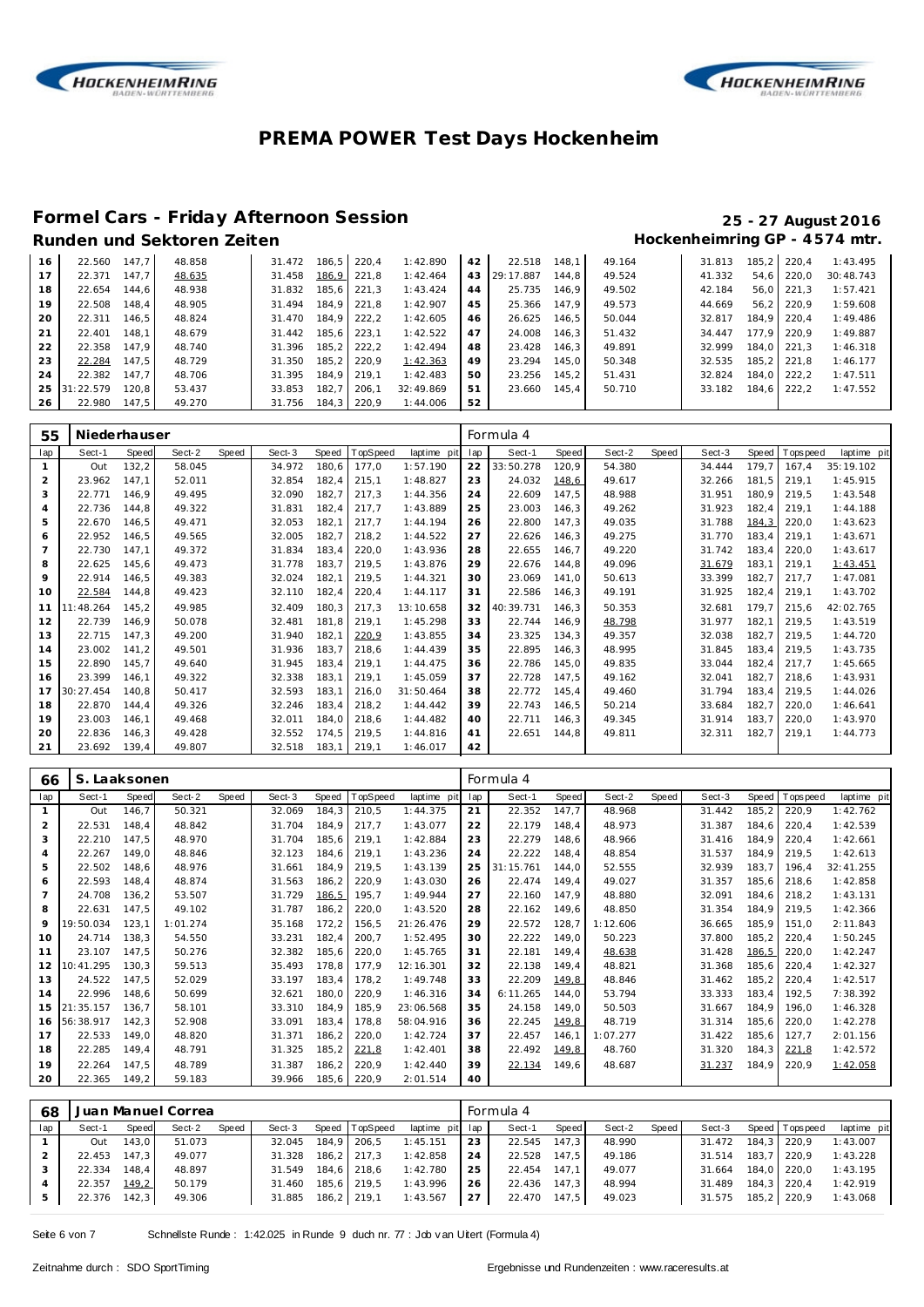# PREMA POWER Test Days Hockenheim

## Formel Cars - Friday Afternoon Session

**25 - 27 August 2016**

### Runden und Sektoren Zeiten

**Hockenheimring GP - 4574 mtr.**

| lap | Sect-1 | Speed | Sect-2 | Speed | Sect-3 | Speed | TopSpeed | laptime pit | lap | Sect-1 | Speed | Sect-2 | Speed | Sect-3 | Speed | Topspeed | laptime pit |
|---|---|---|---|---|---|---|---|---|---|---|---|---|---|---|---|---|---|
| 16 | 22.560 | 147,7 | 48.858 | | 31.472 | 186,5 | 220,4 | 1:42.890 | 42 | 22.518 | 148,1 | 49.164 | | 31.813 | 185,2 | 220,4 | 1:43.495 |
| 17 | 22.371 | 147,7 | 48.635 | | 31.458 | 186,9 | 221,8 | 1:42.464 | 43 | 29:17.887 | 144,8 | 49.524 | | 41.332 | 54,6 | 220,0 | 30:48.743 |
| 18 | 22.654 | 144,6 | 48.938 | | 31.832 | 185,6 | 221,3 | 1:43.424 | 44 | 25.735 | 146,9 | 49.502 | | 42.184 | 56,0 | 221,3 | 1:57.421 |
| 19 | 22.508 | 148,4 | 48.905 | | 31.494 | 184,9 | 221,8 | 1:42.907 | 45 | 25.366 | 147,9 | 49.573 | | 44.669 | 56,2 | 220,9 | 1:59.608 |
| 20 | 22.311 | 146,5 | 48.824 | | 31.470 | 184,9 | 222,2 | 1:42.605 | 46 | 26.625 | 146,5 | 50.044 | | 32.817 | 184,9 | 220,4 | 1:49.486 |
| 21 | 22.401 | 148,1 | 48.679 | | 31.442 | 185,6 | 223,1 | 1:42.522 | 47 | 24.008 | 146,3 | 51.432 | | 34.447 | 177,9 | 220,9 | 1:49.887 |
| 22 | 22.358 | 147,9 | 48.740 | | 31.396 | 185,2 | 222,2 | 1:42.494 | 48 | 23.428 | 146,3 | 49.891 | | 32.999 | 184,0 | 221,3 | 1:46.318 |
| 23 | 22.284 | 147,5 | 48.729 | | 31.350 | 185,2 | 220,9 | 1:42.363 | 49 | 23.294 | 145,0 | 50.348 | | 32.535 | 185,2 | 221,8 | 1:46.177 |
| 24 | 22.382 | 147,7 | 48.706 | | 31.395 | 184,9 | 219,1 | 1:42.483 | 50 | 23.256 | 145,2 | 51.431 | | 32.824 | 184,0 | 222,2 | 1:47.511 |
| 25 | 31:22.579 | 120,8 | 53.437 | | 33.853 | 182,7 | 206,1 | 32:49.869 | 51 | 23.660 | 145,4 | 50.710 | | 33.182 | 184,6 | 222,2 | 1:47.552 |
| 26 | 22.980 | 147,5 | 49.270 | | 31.756 | 184,3 | 220,9 | 1:44.006 | 52 | | | | | | | | |

**55 Niederhauser** — Formula 4

| lap | Sect-1 | Speed | Sect-2 | Speed | Sect-3 | Speed | TopSpeed | laptime pit | lap | Sect-1 | Speed | Sect-2 | Speed | Sect-3 | Speed | Topspeed | laptime pit |
|---|---|---|---|---|---|---|---|---|---|---|---|---|---|---|---|---|---|
| 1 | Out | 132,2 | 58.045 | | 34.972 | 180,6 | 177,0 | 1:57.190 | 22 | 33:50.278 | 120,9 | 54.380 | | 34.444 | 179,7 | 167,4 | 35:19.102 |
| 2 | 23.962 | 147,1 | 52.011 | | 32.854 | 182,4 | 215,1 | 1:48.827 | 23 | 24.032 | 148,6 | 49.617 | | 32.266 | 181,5 | 219,1 | 1:45.915 |
| 3 | 22.771 | 146,9 | 49.495 | | 32.090 | 182,7 | 217,3 | 1:44.356 | 24 | 22.609 | 147,5 | 48.988 | | 31.951 | 180,9 | 219,5 | 1:43.548 |
| 4 | 22.736 | 144,8 | 49.322 | | 31.831 | 182,4 | 217,7 | 1:43.889 | 25 | 23.003 | 146,3 | 49.262 | | 31.923 | 182,4 | 219,1 | 1:44.188 |
| 5 | 22.670 | 146,5 | 49.471 | | 32.053 | 182,1 | 217,7 | 1:44.194 | 26 | 22.800 | 147,3 | 49.035 | | 31.788 | 184,3 | 220,0 | 1:43.623 |
| 6 | 22.952 | 146,5 | 49.565 | | 32.005 | 182,7 | 218,2 | 1:44.522 | 27 | 22.626 | 146,3 | 49.275 | | 31.770 | 183,4 | 219,1 | 1:43.671 |
| 7 | 22.730 | 147,1 | 49.372 | | 31.834 | 183,4 | 220,0 | 1:43.936 | 28 | 22.655 | 146,7 | 49.220 | | 31.742 | 183,4 | 220,0 | 1:43.617 |
| 8 | 22.625 | 145,6 | 49.473 | | 31.778 | 183,7 | 219,5 | 1:43.876 | 29 | 22.676 | 144,8 | 49.096 | | 31.679 | 183,1 | 219,1 | 1:43.451 |
| 9 | 22.914 | 146,5 | 49.383 | | 32.024 | 182,1 | 219,5 | 1:44.321 | 30 | 23.069 | 141,0 | 50.613 | | 33.399 | 182,7 | 217,7 | 1:47.081 |
| 10 | 22.584 | 144,8 | 49.423 | | 32.110 | 182,4 | 220,4 | 1:44.117 | 31 | 22.586 | 146,3 | 49.191 | | 31.925 | 182,4 | 219,1 | 1:43.702 |
| 11 | 11:48.264 | 145,2 | 49.985 | | 32.409 | 180,3 | 217,3 | 13:10.658 | 32 | 40:39.731 | 146,3 | 50.353 | | 32.681 | 179,7 | 215,6 | 42:02.765 |
| 12 | 22.739 | 146,9 | 50.078 | | 32.481 | 181,8 | 219,1 | 1:45.298 | 33 | 22.744 | 146,9 | 48.798 | | 31.977 | 182,1 | 219,5 | 1:43.519 |
| 13 | 22.715 | 147,3 | 49.200 | | 31.940 | 182,1 | 220,9 | 1:43.855 | 34 | 23.325 | 134,3 | 49.357 | | 32.038 | 182,7 | 219,5 | 1:44.720 |
| 14 | 23.002 | 141,2 | 49.501 | | 31.936 | 183,7 | 218,6 | 1:44.439 | 35 | 22.895 | 146,3 | 48.995 | | 31.845 | 183,4 | 219,5 | 1:43.735 |
| 15 | 22.890 | 145,7 | 49.640 | | 31.945 | 183,4 | 219,1 | 1:44.475 | 36 | 22.786 | 145,0 | 49.835 | | 33.044 | 182,4 | 217,7 | 1:45.665 |
| 16 | 23.399 | 146,1 | 49.322 | | 32.338 | 183,1 | 219,1 | 1:45.059 | 37 | 22.728 | 147,5 | 49.162 | | 32.041 | 182,7 | 218,6 | 1:43.931 |
| 17 | 30:27.454 | 140,8 | 50.417 | | 32.593 | 183,1 | 216,0 | 31:50.464 | 38 | 22.772 | 145,4 | 49.460 | | 31.794 | 183,4 | 219,5 | 1:44.026 |
| 18 | 22.870 | 144,4 | 49.326 | | 32.246 | 183,4 | 218,2 | 1:44.442 | 39 | 22.743 | 146,5 | 50.214 | | 33.684 | 182,7 | 220,0 | 1:46.641 |
| 19 | 23.003 | 146,1 | 49.468 | | 32.011 | 184,0 | 218,6 | 1:44.482 | 40 | 22.711 | 146,3 | 49.345 | | 31.914 | 183,7 | 220,0 | 1:43.970 |
| 20 | 22.836 | 146,3 | 49.428 | | 32.552 | 174,5 | 219,5 | 1:44.816 | 41 | 22.651 | 144,8 | 49.811 | | 32.311 | 182,7 | 219,1 | 1:44.773 |
| 21 | 23.692 | 139,4 | 49.807 | | 32.518 | 183,1 | 219,1 | 1:46.017 | 42 | | | | | | | | |

**66 S. Laaksonen** — Formula 4

| lap | Sect-1 | Speed | Sect-2 | Speed | Sect-3 | Speed | TopSpeed | laptime pit | lap | Sect-1 | Speed | Sect-2 | Speed | Sect-3 | Speed | Topspeed | laptime pit |
|---|---|---|---|---|---|---|---|---|---|---|---|---|---|---|---|---|---|
| 1 | Out | 146,7 | 50.321 | | 32.069 | 184,3 | 210,5 | 1:44.375 | 21 | 22.352 | 147,7 | 48.968 | | 31.442 | 185,2 | 220,9 | 1:42.762 |
| 2 | 22.531 | 148,4 | 48.842 | | 31.704 | 184,9 | 217,7 | 1:43.077 | 22 | 22.179 | 148,4 | 48.973 | | 31.387 | 184,6 | 220,4 | 1:42.539 |
| 3 | 22.210 | 147,5 | 48.970 | | 31.704 | 185,6 | 219,1 | 1:42.884 | 23 | 22.279 | 148,6 | 48.966 | | 31.416 | 184,9 | 220,4 | 1:42.661 |
| 4 | 22.267 | 149,0 | 48.846 | | 32.123 | 184,6 | 219,1 | 1:43.236 | 24 | 22.222 | 148,4 | 48.854 | | 31.537 | 184,9 | 219,5 | 1:42.613 |
| 5 | 22.502 | 148,6 | 48.976 | | 31.661 | 184,9 | 219,5 | 1:43.139 | 25 | 31:15.761 | 144,0 | 52.555 | | 32.939 | 183,7 | 196,4 | 32:41.255 |
| 6 | 22.593 | 148,4 | 48.874 | | 31.563 | 186,2 | 220,9 | 1:43.030 | 26 | 22.474 | 149,4 | 49.027 | | 31.357 | 185,6 | 218,6 | 1:42.858 |
| 7 | 24.708 | 136,2 | 53.507 | | 31.729 | 186,5 | 195,7 | 1:49.944 | 27 | 22.160 | 147,9 | 48.880 | | 32.091 | 184,6 | 218,2 | 1:43.131 |
| 8 | 22.631 | 147,5 | 49.102 | | 31.787 | 186,2 | 220,0 | 1:43.520 | 28 | 22.162 | 149,6 | 48.850 | | 31.354 | 184,9 | 219,5 | 1:42.366 |
| 9 | 19:50.034 | 123,1 | 1:01.274 | | 35.168 | 172,2 | 156,5 | 21:26.476 | 29 | 22.572 | 128,7 | 1:12.606 | | 36.665 | 185,9 | 151,0 | 2:11.843 |
| 10 | 24.714 | 138,3 | 54.550 | | 33.231 | 182,4 | 200,7 | 1:52.495 | 30 | 22.222 | 149,0 | 50.223 | | 37.800 | 185,2 | 220,4 | 1:50.245 |
| 11 | 23.107 | 147,5 | 50.276 | | 32.382 | 185,6 | 220,0 | 1:45.765 | 31 | 22.181 | 149,4 | 48.638 | | 31.428 | 186,5 | 220,0 | 1:42.247 |
| 12 | 10:41.295 | 130,3 | 59.513 | | 35.493 | 178,8 | 177,9 | 12:16.301 | 32 | 22.138 | 149,4 | 48.821 | | 31.368 | 185,6 | 220,4 | 1:42.327 |
| 13 | 24.522 | 147,5 | 52.029 | | 33.197 | 183,4 | 178,2 | 1:49.748 | 33 | 22.209 | 149,8 | 48.846 | | 31.462 | 185,2 | 220,4 | 1:42.517 |
| 14 | 22.996 | 148,6 | 50.699 | | 32.621 | 180,0 | 220,9 | 1:46.316 | 34 | 6:11.265 | 144,0 | 53.794 | | 33.333 | 183,4 | 192,5 | 7:38.392 |
| 15 | 21:35.157 | 136,7 | 58.101 | | 33.310 | 184,9 | 185,9 | 23:06.568 | 35 | 24.158 | 149,0 | 50.503 | | 31.667 | 184,9 | 196,0 | 1:46.328 |
| 16 | 56:38.917 | 142,3 | 52.908 | | 33.091 | 183,4 | 178,8 | 58:04.916 | 36 | 22.245 | 149,8 | 48.719 | | 31.314 | 185,6 | 220,0 | 1:42.278 |
| 17 | 22.533 | 149,0 | 48.820 | | 31.371 | 186,2 | 220,0 | 1:42.724 | 37 | 22.457 | 146,1 | 1:07.277 | | 31.422 | 185,6 | 127,7 | 2:01.156 |
| 18 | 22.285 | 149,4 | 48.791 | | 31.325 | 185,2 | 221,8 | 1:42.401 | 38 | 22.492 | 149,8 | 48.760 | | 31.320 | 184,3 | 221,8 | 1:42.572 |
| 19 | 22.264 | 147,5 | 48.789 | | 31.387 | 186,2 | 220,9 | 1:42.440 | 39 | 22.134 | 149,6 | 48.687 | | 31.237 | 184,9 | 220,9 | 1:42.058 |
| 20 | 22.365 | 149,2 | 59.183 | | 39.966 | 185,6 | 220,9 | 2:01.514 | 40 | | | | | | | | |

**68 Juan Manuel Correa** — Formula 4

| lap | Sect-1 | Speed | Sect-2 | Speed | Sect-3 | Speed | TopSpeed | laptime pit | lap | Sect-1 | Speed | Sect-2 | Speed | Sect-3 | Speed | Topspeed | laptime pit |
|---|---|---|---|---|---|---|---|---|---|---|---|---|---|---|---|---|---|
| 1 | Out | 143,0 | 51.073 | | 32.045 | 184,9 | 206,5 | 1:45.151 | 23 | 22.545 | 147,3 | 48.990 | | 31.472 | 184,3 | 220,9 | 1:43.007 |
| 2 | 22.453 | 147,3 | 49.077 | | 31.328 | 186,2 | 217,3 | 1:42.858 | 24 | 22.528 | 147,5 | 49.186 | | 31.514 | 183,7 | 220,9 | 1:43.228 |
| 3 | 22.334 | 148,4 | 48.897 | | 31.549 | 184,6 | 218,6 | 1:42.780 | 25 | 22.454 | 147,1 | 49.077 | | 31.664 | 184,0 | 220,0 | 1:43.195 |
| 4 | 22.357 | 149,2 | 50.179 | | 31.460 | 185,6 | 219,5 | 1:43.996 | 26 | 22.436 | 147,3 | 48.994 | | 31.489 | 184,3 | 220,4 | 1:42.919 |
| 5 | 22.376 | 142,3 | 49.306 | | 31.885 | 186,2 | 219,1 | 1:43.567 | 27 | 22.470 | 147,5 | 49.023 | | 31.575 | 185,2 | 220,9 | 1:43.068 |

Schnellste Runde : 1:42.025 in Runde 9 duch nr. 77 : Job van Uitert (Formula 4)

Zeitnahme durch : SDO SportTiming

Ergebnisse und Rundenzeiten : www.raceresults.at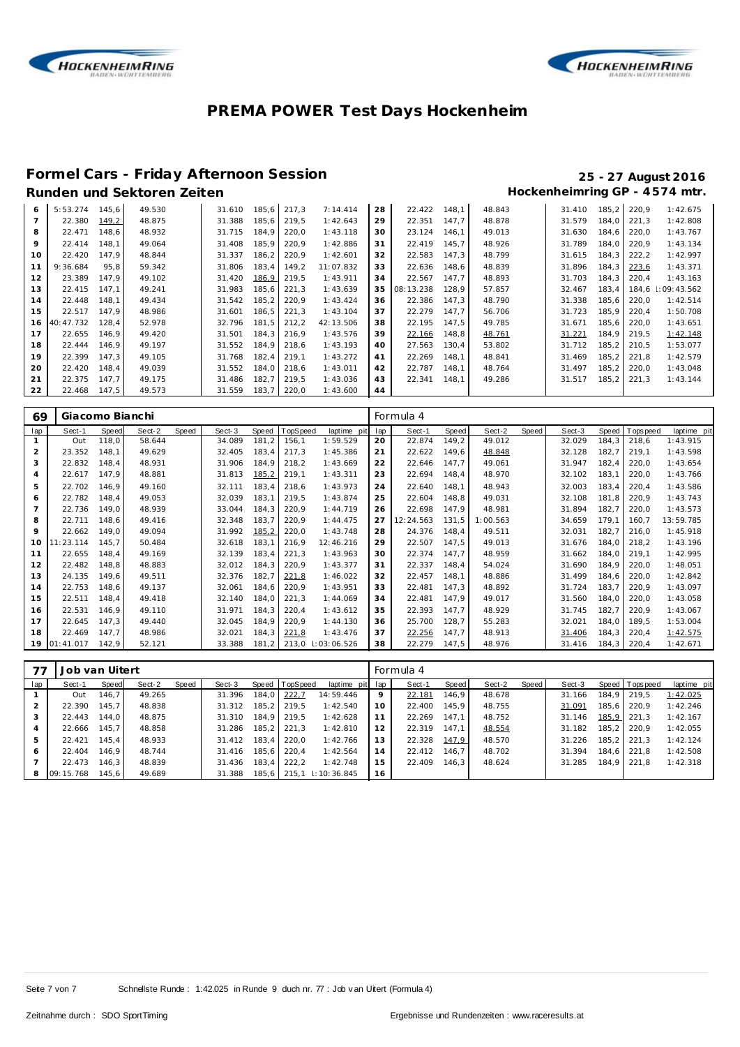# PREMA POWER Test Days Hockenheim

## Formel Cars - Friday Afternoon Session

**25 - 27 August 2016**

### Runden und Sektoren Zeiten

**Hockenheimring GP - 4574 mtr.**

| lap | Sect-1 | Speed | Sect-2 | Speed | Sect-3 | Speed | TopSpeed | laptime pit | lap | Sect-1 | Speed | Sect-2 | Speed | Sect-3 | Speed | Topspeed | laptime pit |
|---|---|---|---|---|---|---|---|---|---|---|---|---|---|---|---|---|---|
| 6 | 5:53.274 | 145,6 | 49.530 | | 31.610 | 185,6 | 217,3 | 7:14.414 | 28 | 22.422 | 148,1 | 48.843 | | 31.410 | 185,2 | 220,9 | 1:42.675 |
| 7 | 22.380 | 149,2 | 48.875 | | 31.388 | 185,6 | 219,5 | 1:42.643 | 29 | 22.351 | 147,7 | 48.878 | | 31.579 | 184,0 | 221,3 | 1:42.808 |
| 8 | 22.471 | 148,6 | 48.932 | | 31.715 | 184,9 | 220,0 | 1:43.118 | 30 | 23.124 | 146,1 | 49.013 | | 31.630 | 184,6 | 220,0 | 1:43.767 |
| 9 | 22.414 | 148,1 | 49.064 | | 31.408 | 185,9 | 220,9 | 1:42.886 | 31 | 22.419 | 145,7 | 48.926 | | 31.789 | 184,0 | 220,9 | 1:43.134 |
| 10 | 22.420 | 147,9 | 48.844 | | 31.337 | 186,2 | 220,9 | 1:42.601 | 32 | 22.583 | 147,3 | 48.799 | | 31.615 | 184,3 | 222,2 | 1:42.997 |
| 11 | 9:36.684 | 95,8 | 59.342 | | 31.806 | 183,4 | 149,2 | 11:07.832 | 33 | 22.636 | 148,6 | 48.839 | | 31.896 | 184,3 | 223,6 | 1:43.371 |
| 12 | 23.389 | 147,9 | 49.102 | | 31.420 | 186,9 | 219,5 | 1:43.911 | 34 | 22.567 | 147,7 | 48.893 | | 31.703 | 184,3 | 220,4 | 1:43.163 |
| 13 | 22.415 | 147,1 | 49.241 | | 31.983 | 185,6 | 221,3 | 1:43.639 | 35 | 08:13.238 | 128,9 | 57.857 | | 32.467 | 183,4 | 184,6 | 1:09:43.562 |
| 14 | 22.448 | 148,1 | 49.434 | | 31.542 | 185,2 | 220,9 | 1:43.424 | 36 | 22.386 | 147,3 | 48.790 | | 31.338 | 185,6 | 220,0 | 1:42.514 |
| 15 | 22.517 | 147,9 | 48.986 | | 31.601 | 186,5 | 221,3 | 1:43.104 | 37 | 22.279 | 147,7 | 56.706 | | 31.723 | 185,9 | 220,4 | 1:50.708 |
| 16 | 40:47.732 | 128,4 | 52.978 | | 32.796 | 181,5 | 212,2 | 42:13.506 | 38 | 22.195 | 147,5 | 49.785 | | 31.671 | 185,6 | 220,0 | 1:43.651 |
| 17 | 22.655 | 146,9 | 49.420 | | 31.501 | 184,3 | 216,9 | 1:43.576 | 39 | 22.166 | 148,8 | 48.761 | | 31.221 | 184,9 | 219,5 | 1:42.148 |
| 18 | 22.444 | 146,9 | 49.197 | | 31.552 | 184,9 | 218,6 | 1:43.193 | 40 | 27.563 | 130,4 | 53.802 | | 31.712 | 185,2 | 210,5 | 1:53.077 |
| 19 | 22.399 | 147,3 | 49.105 | | 31.768 | 182,4 | 219,1 | 1:43.272 | 41 | 22.269 | 148,1 | 48.841 | | 31.469 | 185,2 | 221,8 | 1:42.579 |
| 20 | 22.420 | 148,4 | 49.039 | | 31.552 | 184,0 | 218,6 | 1:43.011 | 42 | 22.787 | 148,1 | 48.764 | | 31.497 | 185,2 | 220,0 | 1:43.048 |
| 21 | 22.375 | 147,7 | 49.175 | | 31.486 | 182,7 | 219,5 | 1:43.036 | 43 | 22.341 | 148,1 | 49.286 | | 31.517 | 185,2 | 221,3 | 1:43.144 |
| 22 | 22.468 | 147,5 | 49.573 | | 31.559 | 183,7 | 220,0 | 1:43.600 | 44 | | | | | | | | |

**69 Giacomo Bianchi** — Formula 4

| lap | Sect-1 | Speed | Sect-2 | Speed | Sect-3 | Speed | TopSpeed | laptime pit | lap | Sect-1 | Speed | Sect-2 | Speed | Sect-3 | Speed | Topspeed | laptime pit |
|---|---|---|---|---|---|---|---|---|---|---|---|---|---|---|---|---|---|
| 1 | Out | 118,0 | 58.644 | | 34.089 | 181,2 | 156,1 | 1:59.529 | 20 | 22.874 | 149,2 | 49.012 | | 32.029 | 184,3 | 218,6 | 1:43.915 |
| 2 | 23.352 | 148,1 | 49.629 | | 32.405 | 183,4 | 217,3 | 1:45.386 | 21 | 22.622 | 149,6 | 48.848 | | 32.128 | 182,7 | 219,1 | 1:43.598 |
| 3 | 22.832 | 148,4 | 48.931 | | 31.906 | 184,9 | 218,2 | 1:43.669 | 22 | 22.646 | 147,7 | 49.061 | | 31.947 | 182,4 | 220,0 | 1:43.654 |
| 4 | 22.617 | 147,9 | 48.881 | | 31.813 | 185,2 | 219,1 | 1:43.311 | 23 | 22.694 | 148,4 | 48.970 | | 32.102 | 183,1 | 220,0 | 1:43.766 |
| 5 | 22.702 | 146,9 | 49.160 | | 32.111 | 183,4 | 218,6 | 1:43.973 | 24 | 22.640 | 148,1 | 48.943 | | 32.003 | 183,4 | 220,4 | 1:43.586 |
| 6 | 22.782 | 148,4 | 49.053 | | 32.039 | 183,1 | 219,5 | 1:43.874 | 25 | 22.604 | 148,8 | 49.031 | | 32.108 | 181,8 | 220,9 | 1:43.743 |
| 7 | 22.736 | 149,0 | 48.939 | | 33.044 | 184,3 | 220,9 | 1:44.719 | 26 | 22.698 | 147,9 | 48.981 | | 31.894 | 182,7 | 220,0 | 1:43.573 |
| 8 | 22.711 | 148,6 | 49.416 | | 32.348 | 183,7 | 220,9 | 1:44.475 | 27 | 12:24.563 | 131,5 | 1:00.563 | | 34.659 | 179,1 | 160,7 | 13:59.785 |
| 9 | 22.662 | 149,0 | 49.094 | | 31.992 | 185,2 | 220,0 | 1:43.748 | 28 | 24.376 | 148,4 | 49.511 | | 32.031 | 182,7 | 216,0 | 1:45.918 |
| 10 | 11:23.114 | 145,7 | 50.484 | | 32.618 | 183,1 | 216,9 | 12:46.216 | 29 | 22.507 | 147,5 | 49.013 | | 31.676 | 184,0 | 218,2 | 1:43.196 |
| 11 | 22.655 | 148,4 | 49.169 | | 32.139 | 183,4 | 221,3 | 1:43.963 | 30 | 22.374 | 147,7 | 48.959 | | 31.662 | 184,0 | 219,1 | 1:42.995 |
| 12 | 22.482 | 148,8 | 48.883 | | 32.012 | 184,3 | 220,9 | 1:43.377 | 31 | 22.337 | 148,4 | 54.024 | | 31.690 | 184,9 | 220,0 | 1:48.051 |
| 13 | 24.135 | 149,6 | 49.511 | | 32.376 | 182,7 | 221,8 | 1:46.022 | 32 | 22.457 | 148,1 | 48.886 | | 31.499 | 184,6 | 220,0 | 1:42.842 |
| 14 | 22.753 | 148,6 | 49.137 | | 32.061 | 184,6 | 220,9 | 1:43.951 | 33 | 22.481 | 147,3 | 48.892 | | 31.724 | 183,7 | 220,9 | 1:43.097 |
| 15 | 22.511 | 148,4 | 49.418 | | 32.140 | 184,0 | 221,3 | 1:44.069 | 34 | 22.481 | 147,9 | 49.017 | | 31.560 | 184,0 | 220,0 | 1:43.058 |
| 16 | 22.531 | 146,9 | 49.110 | | 31.971 | 184,3 | 220,4 | 1:43.612 | 35 | 22.393 | 147,7 | 48.929 | | 31.745 | 182,7 | 220,9 | 1:43.067 |
| 17 | 22.645 | 147,3 | 49.440 | | 32.045 | 184,9 | 220,9 | 1:44.130 | 36 | 25.700 | 128,7 | 55.283 | | 32.021 | 184,0 | 189,5 | 1:53.004 |
| 18 | 22.469 | 147,7 | 48.986 | | 32.021 | 184,3 | 221,8 | 1:43.476 | 37 | 22.256 | 147,7 | 48.913 | | 31.406 | 184,3 | 220,4 | 1:42.575 |
| 19 | 01:41.017 | 142,9 | 52.121 | | 33.388 | 181,2 | 213,0 | 1:03:06.526 | 38 | 22.279 | 147,5 | 48.976 | | 31.416 | 184,3 | 220,4 | 1:42.671 |

**77 Job van Uitert** — Formula 4

| lap | Sect-1 | Speed | Sect-2 | Speed | Sect-3 | Speed | TopSpeed | laptime pit | lap | Sect-1 | Speed | Sect-2 | Speed | Sect-3 | Speed | Topspeed | laptime pit |
|---|---|---|---|---|---|---|---|---|---|---|---|---|---|---|---|---|---|
| 1 | Out | 146,7 | 49.265 | | 31.396 | 184,0 | 222,7 | 14:59.446 | 9 | 22.181 | 146,9 | 48.678 | | 31.166 | 184,9 | 219,5 | 1:42.025 |
| 2 | 22.390 | 145,7 | 48.838 | | 31.312 | 185,2 | 219,5 | 1:42.540 | 10 | 22.400 | 145,9 | 48.755 | | 31.091 | 185,6 | 220,9 | 1:42.246 |
| 3 | 22.443 | 144,0 | 48.875 | | 31.310 | 184,9 | 219,5 | 1:42.628 | 11 | 22.269 | 147,1 | 48.752 | | 31.146 | 185,9 | 221,3 | 1:42.167 |
| 4 | 22.666 | 145,7 | 48.858 | | 31.286 | 185,2 | 221,3 | 1:42.810 | 12 | 22.319 | 147,1 | 48.554 | | 31.182 | 185,2 | 220,9 | 1:42.055 |
| 5 | 22.421 | 145,4 | 48.933 | | 31.412 | 183,4 | 220,0 | 1:42.766 | 13 | 22.328 | 147,9 | 48.570 | | 31.226 | 185,2 | 221,3 | 1:42.124 |
| 6 | 22.404 | 146,9 | 48.744 | | 31.416 | 185,6 | 220,4 | 1:42.564 | 14 | 22.412 | 146,7 | 48.702 | | 31.394 | 184,6 | 221,8 | 1:42.508 |
| 7 | 22.473 | 146,3 | 48.839 | | 31.436 | 183,4 | 222,2 | 1:42.748 | 15 | 22.409 | 146,3 | 48.624 | | 31.285 | 184,9 | 221,8 | 1:42.318 |
| 8 | 09:15.768 | 145,6 | 49.689 | | 31.388 | 185,6 | 215,1 | 1:10:36.845 | 16 | | | | | | | | |

Schnellste Runde : 1:42.025 in Runde 9 duch nr. 77 : Job van Uitert (Formula 4)

Zeitnahme durch : SDO SportTiming

Ergebnisse und Rundenzeiten : www.raceresults.at